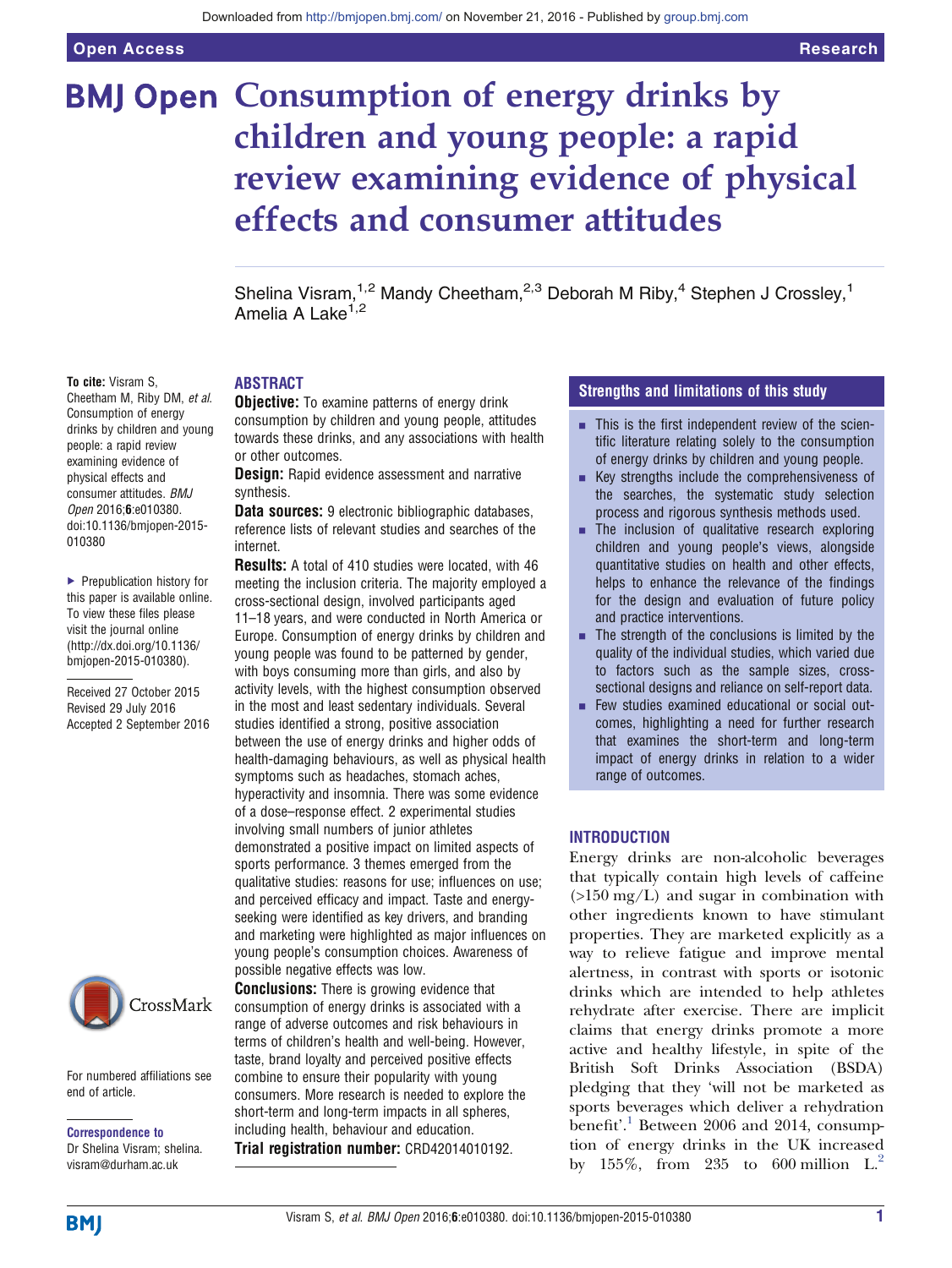# Consumption of energy drinks by children and young people: a rapid review examining evidence of physical effects and consumer attitudes

Shelina Visram,[1,2] Mandy Cheetham,[2,3] Deborah M Riby,[4] Stephen J Crossley,[1] Amelia A Lake[1,2]

**To cite:** Visram S, Cheetham M, Riby DM, *et al*. Consumption of energy drinks by children and young people: a rapid review examining evidence of physical effects and consumer attitudes. *BMJ Open* 2016;**6**:e010380. doi:10.1136/bmjopen-2015-010380

► Prepublication history for this paper is available online. To view these files please visit the journal online (http://dx.doi.org/10.1136/bmjopen-2015-010380).

Received 27 October 2015
Revised 29 July 2016
Accepted 2 September 2016

For numbered affiliations see end of article.

**Correspondence to**
Dr Shelina Visram; shelina.visram@durham.ac.uk

## ABSTRACT

**Objective:** To examine patterns of energy drink consumption by children and young people, attitudes towards these drinks, and any associations with health or other outcomes.

**Design:** Rapid evidence assessment and narrative synthesis.

**Data sources:** 9 electronic bibliographic databases, reference lists of relevant studies and searches of the internet.

**Results:** A total of 410 studies were located, with 46 meeting the inclusion criteria. The majority employed a cross-sectional design, involved participants aged 11–18 years, and were conducted in North America or Europe. Consumption of energy drinks by children and young people was found to be patterned by gender, with boys consuming more than girls, and also by activity levels, with the highest consumption observed in the most and least sedentary individuals. Several studies identified a strong, positive association between the use of energy drinks and higher odds of health-damaging behaviours, as well as physical health symptoms such as headaches, stomach aches, hyperactivity and insomnia. There was some evidence of a dose–response effect. 2 experimental studies involving small numbers of junior athletes demonstrated a positive impact on limited aspects of sports performance. 3 themes emerged from the qualitative studies: reasons for use; influences on use; and perceived efficacy and impact. Taste and energy-seeking were identified as key drivers, and branding and marketing were highlighted as major influences on young people's consumption choices. Awareness of possible negative effects was low.

**Conclusions:** There is growing evidence that consumption of energy drinks is associated with a range of adverse outcomes and risk behaviours in terms of children's health and well-being. However, taste, brand loyalty and perceived positive effects combine to ensure their popularity with young consumers. More research is needed to explore the short-term and long-term impacts in all spheres, including health, behaviour and education.

**Trial registration number:** CRD42014010192.

## Strengths and limitations of this study

- This is the first independent review of the scientific literature relating solely to the consumption of energy drinks by children and young people.
- Key strengths include the comprehensiveness of the searches, the systematic study selection process and rigorous synthesis methods used.
- The inclusion of qualitative research exploring children and young people's views, alongside quantitative studies on health and other effects, helps to enhance the relevance of the findings for the design and evaluation of future policy and practice interventions.
- The strength of the conclusions is limited by the quality of the individual studies, which varied due to factors such as the sample sizes, cross-sectional designs and reliance on self-report data.
- Few studies examined educational or social outcomes, highlighting a need for further research that examines the short-term and long-term impact of energy drinks in relation to a wider range of outcomes.

## INTRODUCTION

Energy drinks are non-alcoholic beverages that typically contain high levels of caffeine (>150 mg/L) and sugar in combination with other ingredients known to have stimulant properties. They are marketed explicitly as a way to relieve fatigue and improve mental alertness, in contrast with sports or isotonic drinks which are intended to help athletes rehydrate after exercise. There are implicit claims that energy drinks promote a more active and healthy lifestyle, in spite of the British Soft Drinks Association (BSDA) pledging that they 'will not be marketed as sports beverages which deliver a rehydration benefit'.[1] Between 2006 and 2014, consumption of energy drinks in the UK increased by 155%, from 235 to 600 million L.[2]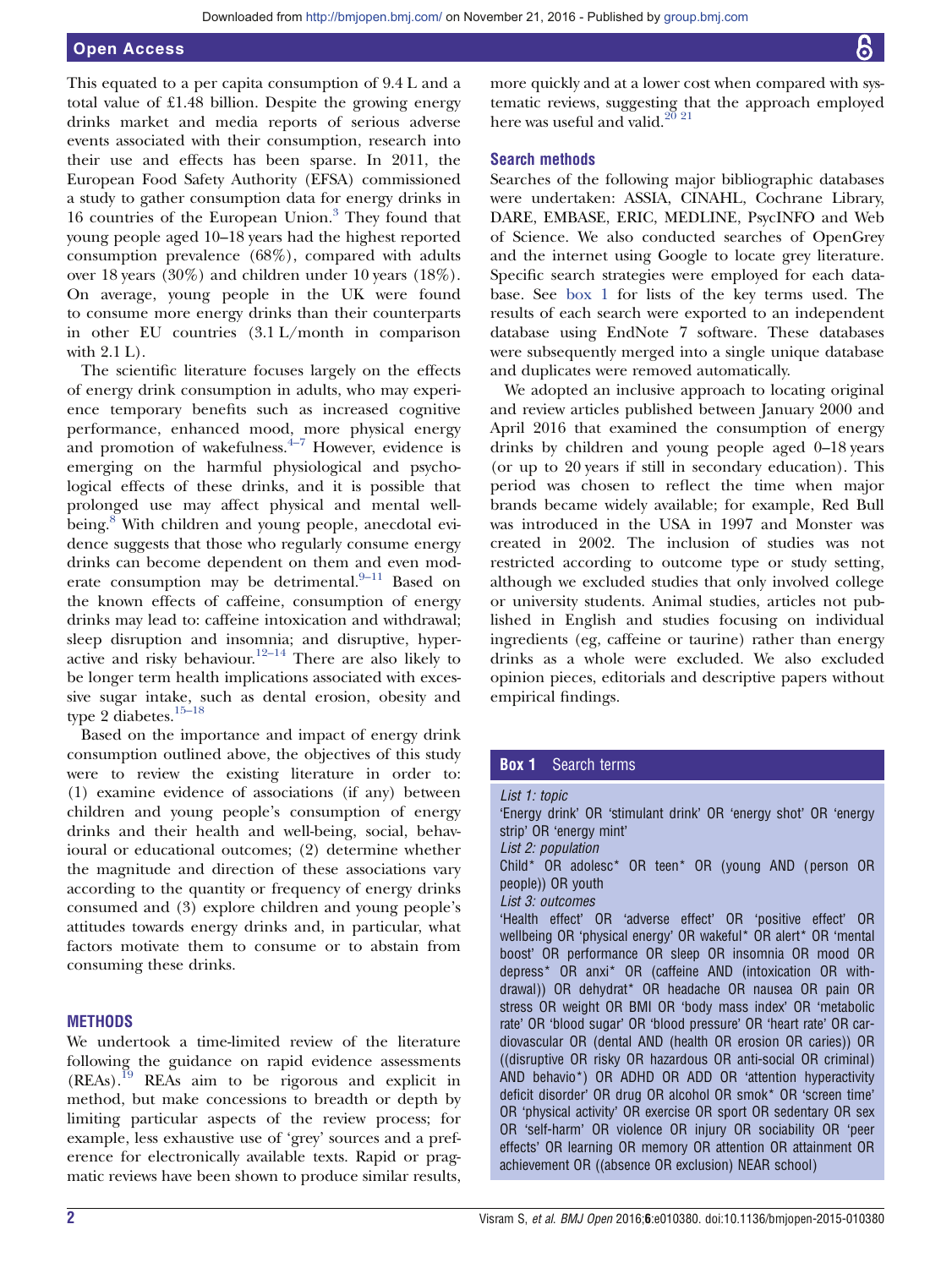This equated to a per capita consumption of 9.4 L and a total value of £1.48 billion. Despite the growing energy drinks market and media reports of serious adverse events associated with their consumption, research into their use and effects has been sparse. In 2011, the European Food Safety Authority (EFSA) commissioned a study to gather consumption data for energy drinks in 16 countries of the European Union.[3] They found that young people aged 10–18 years had the highest reported consumption prevalence (68%), compared with adults over 18 years (30%) and children under 10 years (18%). On average, young people in the UK were found to consume more energy drinks than their counterparts in other EU countries (3.1 L/month in comparison with 2.1 L).

The scientific literature focuses largely on the effects of energy drink consumption in adults, who may experience temporary benefits such as increased cognitive performance, enhanced mood, more physical energy and promotion of wakefulness.[4–7] However, evidence is emerging on the harmful physiological and psychological effects of these drinks, and it is possible that prolonged use may affect physical and mental well-being.[8] With children and young people, anecdotal evidence suggests that those who regularly consume energy drinks can become dependent on them and even moderate consumption may be detrimental.[9–11] Based on the known effects of caffeine, consumption of energy drinks may lead to: caffeine intoxication and withdrawal; sleep disruption and insomnia; and disruptive, hyperactive and risky behaviour.[12–14] There are also likely to be longer term health implications associated with excessive sugar intake, such as dental erosion, obesity and type 2 diabetes.[15–18]

Based on the importance and impact of energy drink consumption outlined above, the objectives of this study were to review the existing literature in order to: (1) examine evidence of associations (if any) between children and young people's consumption of energy drinks and their health and well-being, social, behavioural or educational outcomes; (2) determine whether the magnitude and direction of these associations vary according to the quantity or frequency of energy drinks consumed and (3) explore children and young people's attitudes towards energy drinks and, in particular, what factors motivate them to consume or to abstain from consuming these drinks.

## METHODS

We undertook a time-limited review of the literature following the guidance on rapid evidence assessments (REAs).[19] REAs aim to be rigorous and explicit in method, but make concessions to breadth or depth by limiting particular aspects of the review process; for example, less exhaustive use of 'grey' sources and a preference for electronically available texts. Rapid or pragmatic reviews have been shown to produce similar results, more quickly and at a lower cost when compared with systematic reviews, suggesting that the approach employed here was useful and valid.[20 21]

### Search methods

Searches of the following major bibliographic databases were undertaken: ASSIA, CINAHL, Cochrane Library, DARE, EMBASE, ERIC, MEDLINE, PsycINFO and Web of Science. We also conducted searches of OpenGrey and the internet using Google to locate grey literature. Specific search strategies were employed for each database. See box 1 for lists of the key terms used. The results of each search were exported to an independent database using EndNote 7 software. These databases were subsequently merged into a single unique database and duplicates were removed automatically.

We adopted an inclusive approach to locating original and review articles published between January 2000 and April 2016 that examined the consumption of energy drinks by children and young people aged 0–18 years (or up to 20 years if still in secondary education). This period was chosen to reflect the time when major brands became widely available; for example, Red Bull was introduced in the USA in 1997 and Monster was created in 2002. The inclusion of studies was not restricted according to outcome type or study setting, although we excluded studies that only involved college or university students. Animal studies, articles not published in English and studies focusing on individual ingredients (eg, caffeine or taurine) rather than energy drinks as a whole were excluded. We also excluded opinion pieces, editorials and descriptive papers without empirical findings.

**Box 1 Search terms**

*List 1: topic*
'Energy drink' OR 'stimulant drink' OR 'energy shot' OR 'energy strip' OR 'energy mint'

*List 2: population*
Child* OR adolesc* OR teen* OR (young AND (person OR people)) OR youth

*List 3: outcomes*
'Health effect' OR 'adverse effect' OR 'positive effect' OR wellbeing OR 'physical energy' OR wakeful* OR alert* OR 'mental boost' OR performance OR sleep OR insomnia OR mood OR depress* OR anxi* OR (caffeine AND (intoxication OR withdrawal)) OR dehydrat* OR headache OR nausea OR pain OR stress OR weight OR BMI OR 'body mass index' OR 'metabolic rate' OR 'blood sugar' OR 'blood pressure' OR 'heart rate' OR cardiovascular OR (dental AND (health OR erosion OR caries)) OR ((disruptive OR risky OR hazardous OR anti-social OR criminal) AND behavio*) OR ADHD OR ADD OR 'attention hyperactivity deficit disorder' OR drug OR alcohol OR smok* OR 'screen time' OR 'physical activity' OR exercise OR sport OR sedentary OR sex OR 'self-harm' OR violence OR injury OR sociability OR 'peer effects' OR learning OR memory OR attention OR attainment OR achievement OR ((absence OR exclusion) NEAR school)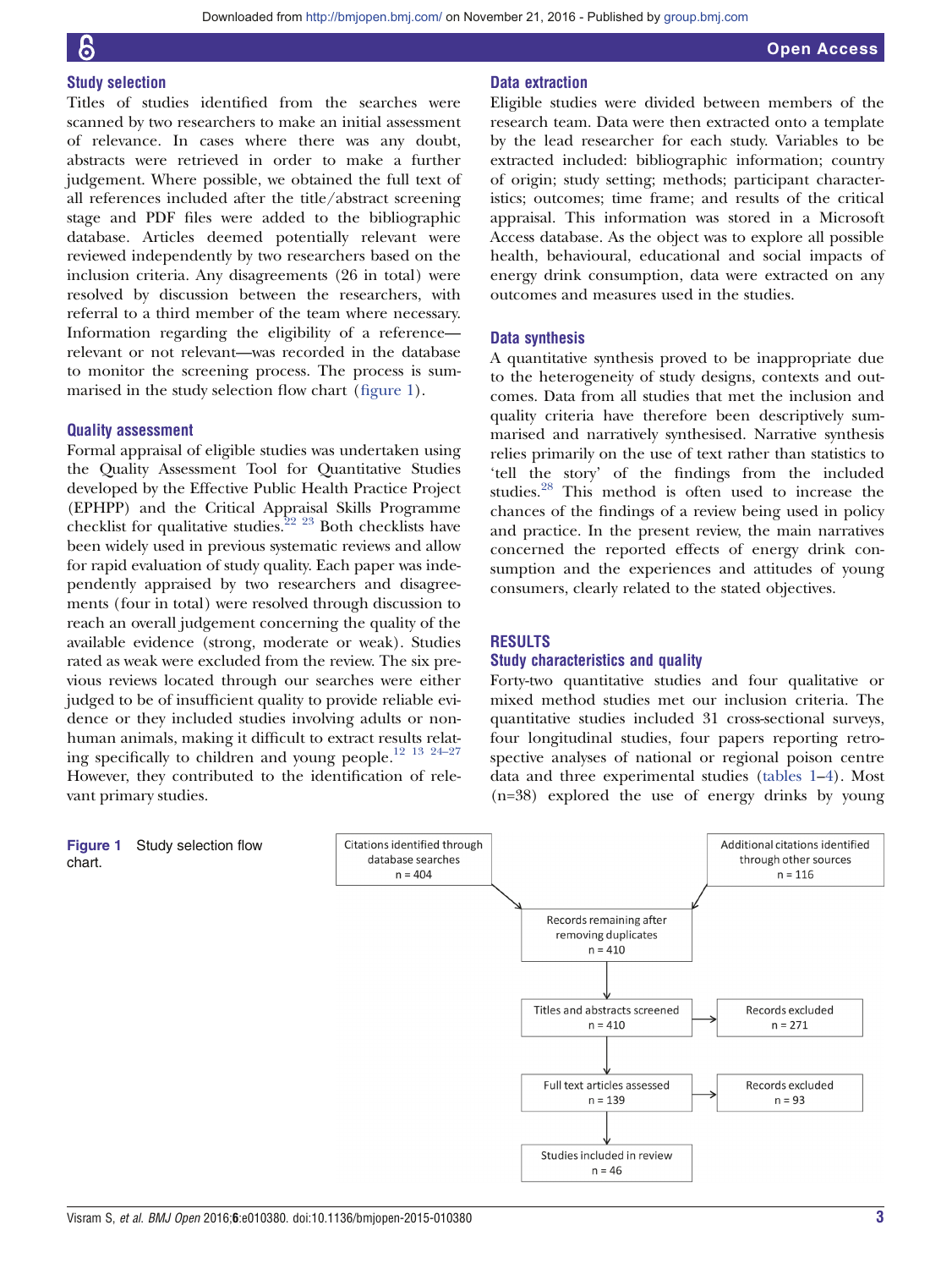### Study selection

Titles of studies identified from the searches were scanned by two researchers to make an initial assessment of relevance. In cases where there was any doubt, abstracts were retrieved in order to make a further judgement. Where possible, we obtained the full text of all references included after the title/abstract screening stage and PDF files were added to the bibliographic database. Articles deemed potentially relevant were reviewed independently by two researchers based on the inclusion criteria. Any disagreements (26 in total) were resolved by discussion between the researchers, with referral to a third member of the team where necessary. Information regarding the eligibility of a reference—relevant or not relevant—was recorded in the database to monitor the screening process. The process is summarised in the study selection flow chart (figure 1).

### Quality assessment

Formal appraisal of eligible studies was undertaken using the Quality Assessment Tool for Quantitative Studies developed by the Effective Public Health Practice Project (EPHPP) and the Critical Appraisal Skills Programme checklist for qualitative studies.[22 23] Both checklists have been widely used in previous systematic reviews and allow for rapid evaluation of study quality. Each paper was independently appraised by two researchers and disagreements (four in total) were resolved through discussion to reach an overall judgement concerning the quality of the available evidence (strong, moderate or weak). Studies rated as weak were excluded from the review. The six previous reviews located through our searches were either judged to be of insufficient quality to provide reliable evidence or they included studies involving adults or non-human animals, making it difficult to extract results relating specifically to children and young people.[12 13 24–27] However, they contributed to the identification of relevant primary studies.

### Data extraction

Eligible studies were divided between members of the research team. Data were then extracted onto a template by the lead researcher for each study. Variables to be extracted included: bibliographic information; country of origin; study setting; methods; participant characteristics; outcomes; time frame; and results of the critical appraisal. This information was stored in a Microsoft Access database. As the object was to explore all possible health, behavioural, educational and social impacts of energy drink consumption, data were extracted on any outcomes and measures used in the studies.

### Data synthesis

A quantitative synthesis proved to be inappropriate due to the heterogeneity of study designs, contexts and outcomes. Data from all studies that met the inclusion and quality criteria have therefore been descriptively summarised and narratively synthesised. Narrative synthesis relies primarily on the use of text rather than statistics to 'tell the story' of the findings from the included studies.[28] This method is often used to increase the chances of the findings of a review being used in policy and practice. In the present review, the main narratives concerned the reported effects of energy drink consumption and the experiences and attitudes of young consumers, clearly related to the stated objectives.

## RESULTS

### Study characteristics and quality

Forty-two quantitative studies and four qualitative or mixed method studies met our inclusion criteria. The quantitative studies included 31 cross-sectional surveys, four longitudinal studies, four papers reporting retrospective analyses of national or regional poison centre data and three experimental studies (tables 1–4). Most (n=38) explored the use of energy drinks by young

Citations identified through database searches n = 404

Additional citations identified through other sources n = 116

Records remaining after removing duplicates n = 410

Titles and abstracts screened n = 410 → Records excluded n = 271

Full text articles assessed n = 139 → Records excluded n = 93

Studies included in review n = 46

**Figure 1** Study selection flow chart.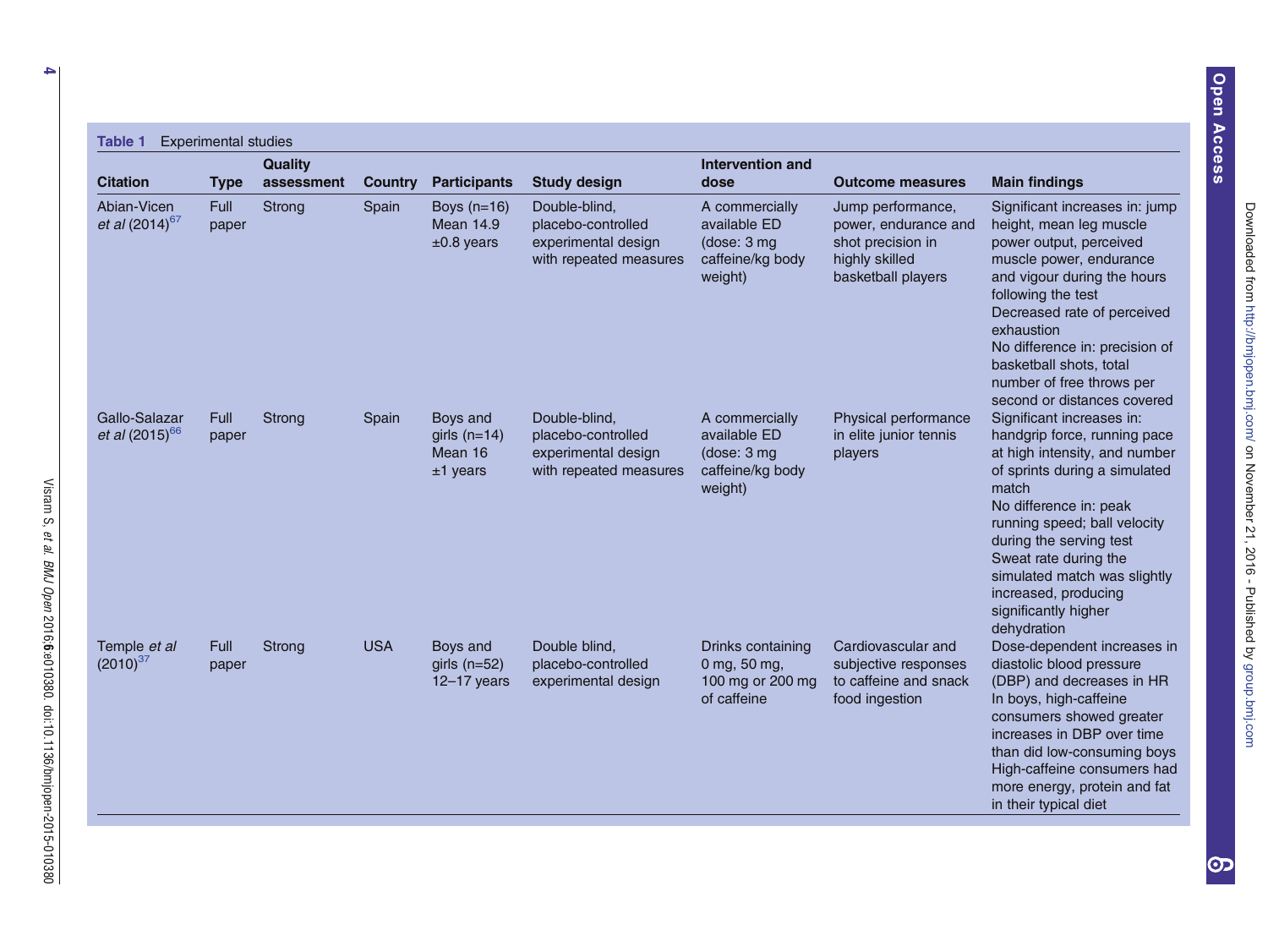**Table 1** Experimental studies

| Citation | Type | Quality assessment | Country | Participants | Study design | Intervention and dose | Outcome measures | Main findings |
|---|---|---|---|---|---|---|---|---|
| Abian-Vicen *et al* (2014)[67] | Full paper | Strong | Spain | Boys (n=16) Mean 14.9 ±0.8 years | Double-blind, placebo-controlled experimental design with repeated measures | A commercially available ED (dose: 3 mg caffeine/kg body weight) | Jump performance, power, endurance and shot precision in highly skilled basketball players | Significant increases in: jump height, mean leg muscle power output, perceived muscle power, endurance and vigour during the hours following the test<br>Decreased rate of perceived exhaustion<br>No difference in: precision of basketball shots, total number of free throws per second or distances covered |
| Gallo-Salazar *et al* (2015)[66] | Full paper | Strong | Spain | Boys and girls (n=14) Mean 16 ±1 years | Double-blind, placebo-controlled experimental design with repeated measures | A commercially available ED (dose: 3 mg caffeine/kg body weight) | Physical performance in elite junior tennis players | Significant increases in: handgrip force, running pace at high intensity, and number of sprints during a simulated match<br>No difference in: peak running speed; ball velocity during the serving test<br>Sweat rate during the simulated match was slightly increased, producing significantly higher dehydration |
| Temple *et al* (2010)[37] | Full paper | Strong | USA | Boys and girls (n=52) 12–17 years | Double blind, placebo-controlled experimental design | Drinks containing 0 mg, 50 mg, 100 mg or 200 mg of caffeine | Cardiovascular and subjective responses to caffeine and snack food ingestion | Dose-dependent increases in diastolic blood pressure (DBP) and decreases in HR<br>In boys, high-caffeine consumers showed greater increases in DBP over time than did low-consuming boys<br>High-caffeine consumers had more energy, protein and fat in their typical diet |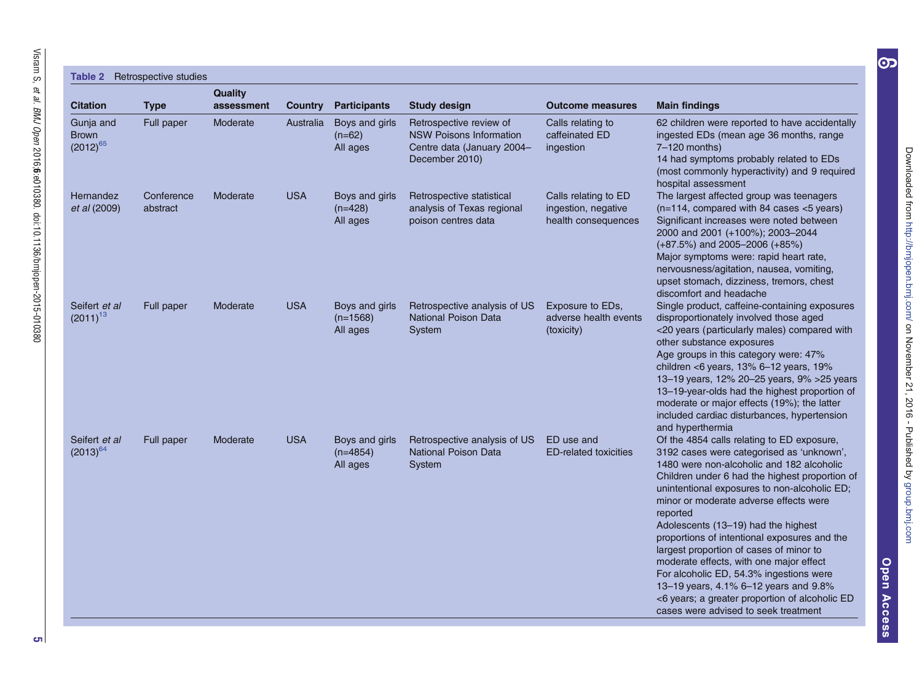**Table 2** Retrospective studies

| Citation | Type | Quality assessment | Country | Participants | Study design | Outcome measures | Main findings |
|---|---|---|---|---|---|---|---|
| Gunja and Brown (2012)[65] | Full paper | Moderate | Australia | Boys and girls (n=62) All ages | Retrospective review of NSW Poisons Information Centre data (January 2004–December 2010) | Calls relating to caffeinated ED ingestion | 62 children were reported to have accidentally ingested EDs (mean age 36 months, range 7–120 months) 14 had symptoms probably related to EDs (most commonly hyperactivity) and 9 required hospital assessment |
| Hernandez *et al* (2009) | Conference abstract | Moderate | USA | Boys and girls (n=428) All ages | Retrospective statistical analysis of Texas regional poison centres data | Calls relating to ED ingestion, negative health consequences | The largest affected group was teenagers (n=114, compared with 84 cases <5 years) Significant increases were noted between 2000 and 2001 (+100%); 2003–2044 (+87.5%) and 2005–2006 (+85%) Major symptoms were: rapid heart rate, nervousness/agitation, nausea, vomiting, upset stomach, dizziness, tremors, chest discomfort and headache |
| Seifert *et al* (2011)[13] | Full paper | Moderate | USA | Boys and girls (n=1568) All ages | Retrospective analysis of US National Poison Data System | Exposure to EDs, adverse health events (toxicity) | Single product, caffeine-containing exposures disproportionately involved those aged <20 years (particularly males) compared with other substance exposures Age groups in this category were: 47% children <6 years, 13% 6–12 years, 19% 13–19 years, 12% 20–25 years, 9% >25 years 13–19-year-olds had the highest proportion of moderate or major effects (19%); the latter included cardiac disturbances, hypertension and hyperthermia |
| Seifert *et al* (2013)[64] | Full paper | Moderate | USA | Boys and girls (n=4854) All ages | Retrospective analysis of US National Poison Data System | ED use and ED-related toxicities | Of the 4854 calls relating to ED exposure, 3192 cases were categorised as 'unknown', 1480 were non-alcoholic and 182 alcoholic Children under 6 had the highest proportion of unintentional exposures to non-alcoholic ED; minor or moderate adverse effects were reported Adolescents (13–19) had the highest proportions of intentional exposures and the largest proportion of cases of minor to moderate effects, with one major effect For alcoholic ED, 54.3% ingestions were 13–19 years, 4.1% 6–12 years and 9.8% <6 years; a greater proportion of alcoholic ED cases were advised to seek treatment |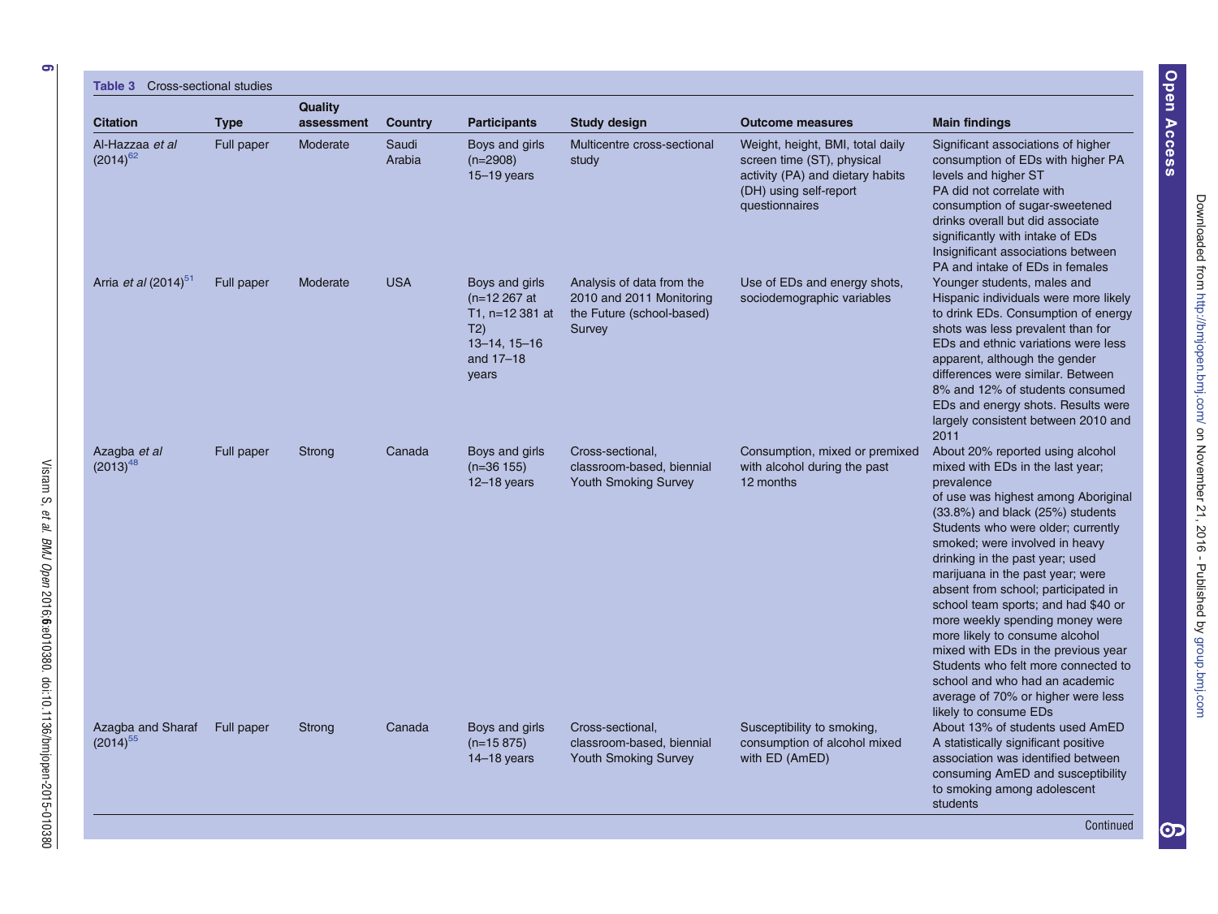**Table 3** Cross-sectional studies

| Citation | Type | Quality assessment | Country | Participants | Study design | Outcome measures | Main findings |
|---|---|---|---|---|---|---|---|
| Al-Hazzaa *et al* (2014)[62] | Full paper | Moderate | Saudi Arabia | Boys and girls (n=2908) 15–19 years | Multicentre cross-sectional study | Weight, height, BMI, total daily screen time (ST), physical activity (PA) and dietary habits (DH) using self-report questionnaires | Significant associations of higher consumption of EDs with higher PA levels and higher ST<br>PA did not correlate with consumption of sugar-sweetened drinks overall but did associate significantly with intake of EDs<br>Insignificant associations between PA and intake of EDs in females |
| Arria *et al* (2014)[51] | Full paper | Moderate | USA | Boys and girls (n=12 267 at T1, n=12 381 at T2) 13–14, 15–16 and 17–18 years | Analysis of data from the 2010 and 2011 Monitoring the Future (school-based) Survey | Use of EDs and energy shots, sociodemographic variables | Younger students, males and Hispanic individuals were more likely to drink EDs. Consumption of energy shots was less prevalent than for EDs and ethnic variations were less apparent, although the gender differences were similar. Between 8% and 12% of students consumed EDs and energy shots. Results were largely consistent between 2010 and 2011 |
| Azagba *et al* (2013)[48] | Full paper | Strong | Canada | Boys and girls (n=36 155) 12–18 years | Cross-sectional, classroom-based, biennial Youth Smoking Survey | Consumption, mixed or premixed with alcohol during the past 12 months | About 20% reported using alcohol mixed with EDs in the last year; prevalence<br>of use was highest among Aboriginal (33.8%) and black (25%) students<br>Students who were older; currently smoked; were involved in heavy drinking in the past year; used marijuana in the past year; were absent from school; participated in school team sports; and had $40 or more weekly spending money were more likely to consume alcohol mixed with EDs in the previous year<br>Students who felt more connected to school and who had an academic average of 70% or higher were less likely to consume EDs |
| Azagba and Sharaf (2014)[55] | Full paper | Strong | Canada | Boys and girls (n=15 875) 14–18 years | Cross-sectional, classroom-based, biennial Youth Smoking Survey | Susceptibility to smoking, consumption of alcohol mixed with ED (AmED) | About 13% of students used AmED<br>A statistically significant positive association was identified between consuming AmED and susceptibility to smoking among adolescent students |

Continued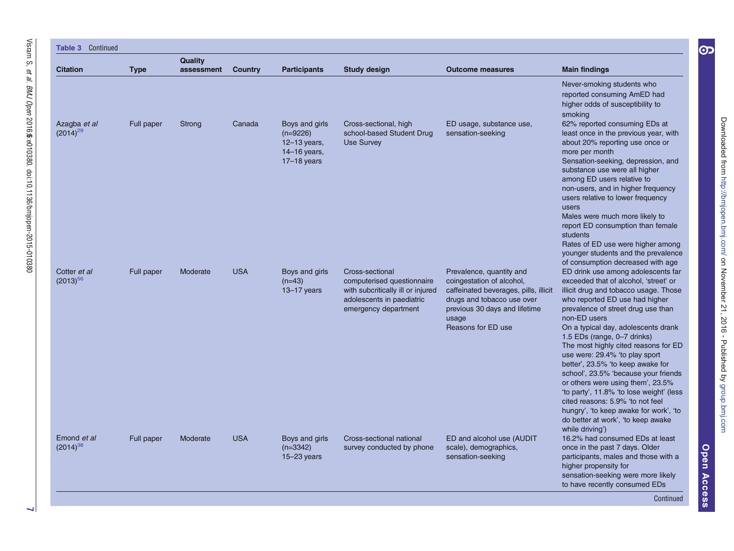**Table 3** Continued

| Citation | Type | Quality assessment | Country | Participants | Study design | Outcome measures | Main findings |
|---|---|---|---|---|---|---|---|
| | | | | | | | Never-smoking students who reported consuming AmED had higher odds of susceptibility to smoking |
| Azagba *et al* (2014)[29] | Full paper | Strong | Canada | Boys and girls (n=9226) 12–13 years, 14–16 years, 17–18 years | Cross-sectional, high school-based Student Drug Use Survey | ED usage, substance use, sensation-seeking | 62% reported consuming EDs at least once in the previous year, with about 20% reporting use once or more per month<br>Sensation-seeking, depression, and substance use were all higher among ED users relative to non-users, and in higher frequency users relative to lower frequency users<br>Males were much more likely to report ED consumption than female students<br>Rates of ED use were higher among younger students and the prevalence of consumption decreased with age |
| Cotter *et al* (2013)[56] | Full paper | Moderate | USA | Boys and girls (n=43) 13–17 years | Cross-sectional computerised questionnaire with subcritically ill or injured adolescents in paediatric emergency department | Prevalence, quantity and coingestation of alcohol, caffeinated beverages, pills, illicit drugs and tobacco use over previous 30 days and lifetime usage<br>Reasons for ED use | ED drink use among adolescents far exceeded that of alcohol, 'street' or illicit drug and tobacco usage. Those who reported ED use had higher prevalence of street drug use than non-ED users<br>On a typical day, adolescents drank 1.5 EDs (range, 0–7 drinks)<br>The most highly cited reasons for ED use were: 29.4% 'to play sport better', 23.5% 'to keep awake for school', 23.5% 'because your friends or others were using them', 23.5% 'to party', 11.8% 'to lose weight' (less cited reasons: 5.9% 'to not feel hungry', 'to keep awake for work', 'to do better at work', 'to keep awake while driving') |
| Emond *et al* (2014)[38] | Full paper | Moderate | USA | Boys and girls (n=3342) 15–23 years | Cross-sectional national survey conducted by phone | ED and alcohol use (AUDIT scale), demographics, sensation-seeking | 16.2% had consumed EDs at least once in the past 7 days. Older participants, males and those with a higher propensity for sensation-seeking were more likely to have recently consumed EDs |

Continued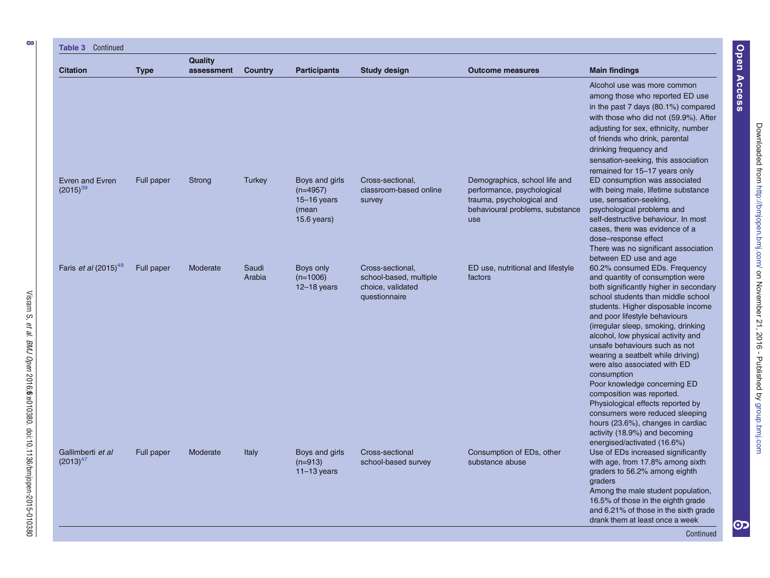**Table 3** Continued

| Citation | Type | Quality assessment | Country | Participants | Study design | Outcome measures | Main findings |
|---|---|---|---|---|---|---|---|
| | | | | | | | Alcohol use was more common among those who reported ED use in the past 7 days (80.1%) compared with those who did not (59.9%). After adjusting for sex, ethnicity, number of friends who drink, parental drinking frequency and sensation-seeking, this association remained for 15–17 years only |
| Evren and Evren (2015)[39] | Full paper | Strong | Turkey | Boys and girls (n=4957) 15–16 years (mean 15.6 years) | Cross-sectional, classroom-based online survey | Demographics, school life and performance, psychological trauma, psychological and behavioural problems, substance use | ED consumption was associated with being male, lifetime substance use, sensation-seeking, psychological problems and self-destructive behaviour. In most cases, there was evidence of a dose–response effect<br>There was no significant association between ED use and age |
| Faris *et al* (2015)[49] | Full paper | Moderate | Saudi Arabia | Boys only (n=1006) 12–18 years | Cross-sectional, school-based, multiple choice, validated questionnaire | ED use, nutritional and lifestyle factors | 60.2% consumed EDs. Frequency and quantity of consumption were both significantly higher in secondary school students than middle school students. Higher disposable income and poor lifestyle behaviours (irregular sleep, smoking, drinking alcohol, low physical activity and unsafe behaviours such as not wearing a seatbelt while driving) were also associated with ED consumption<br>Poor knowledge concerning ED composition was reported.<br>Physiological effects reported by consumers were reduced sleeping hours (23.6%), changes in cardiac activity (18.9%) and becoming energised/activated (16.6%) |
| Gallimberti *et al* (2013)[47] | Full paper | Moderate | Italy | Boys and girls (n=913) 11–13 years | Cross-sectional school-based survey | Consumption of EDs, other substance abuse | Use of EDs increased significantly with age, from 17.8% among sixth graders to 56.2% among eighth graders<br>Among the male student population, 16.5% of those in the eighth grade and 6.21% of those in the sixth grade drank them at least once a week |

Continued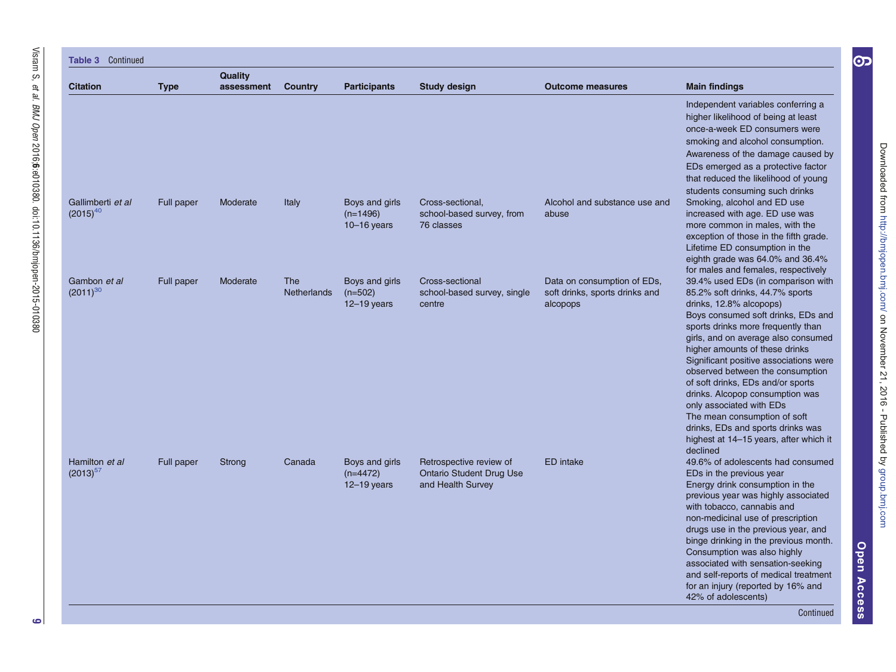**Table 3** Continued

| Citation | Type | Quality assessment | Country | Participants | Study design | Outcome measures | Main findings |
|---|---|---|---|---|---|---|---|
| | | | | | | | Independent variables conferring a higher likelihood of being at least once-a-week ED consumers were smoking and alcohol consumption. Awareness of the damage caused by EDs emerged as a protective factor that reduced the likelihood of young students consuming such drinks |
| Gallimberti *et al* (2015)[40] | Full paper | Moderate | Italy | Boys and girls (n=1496) 10–16 years | Cross-sectional, school-based survey, from 76 classes | Alcohol and substance use and abuse | Smoking, alcohol and ED use increased with age. ED use was more common in males, with the exception of those in the fifth grade. Lifetime ED consumption in the eighth grade was 64.0% and 36.4% for males and females, respectively |
| Gambon *et al* (2011)[30] | Full paper | Moderate | The Netherlands | Boys and girls (n=502) 12–19 years | Cross-sectional school-based survey, single centre | Data on consumption of EDs, soft drinks, sports drinks and alcopops | 39.4% used EDs (in comparison with 85.2% soft drinks, 44.7% sports drinks, 12.8% alcopops)<br>Boys consumed soft drinks, EDs and sports drinks more frequently than girls, and on average also consumed higher amounts of these drinks<br>Significant positive associations were observed between the consumption of soft drinks, EDs and/or sports drinks. Alcopop consumption was only associated with EDs<br>The mean consumption of soft drinks, EDs and sports drinks was highest at 14–15 years, after which it declined |
| Hamilton *et al* (2013)[57] | Full paper | Strong | Canada | Boys and girls (n=4472) 12–19 years | Retrospective review of Ontario Student Drug Use and Health Survey | ED intake | 49.6% of adolescents had consumed EDs in the previous year<br>Energy drink consumption in the previous year was highly associated with tobacco, cannabis and non-medicinal use of prescription drugs use in the previous year, and binge drinking in the previous month. Consumption was also highly associated with sensation-seeking and self-reports of medical treatment for an injury (reported by 16% and 42% of adolescents) |

Continued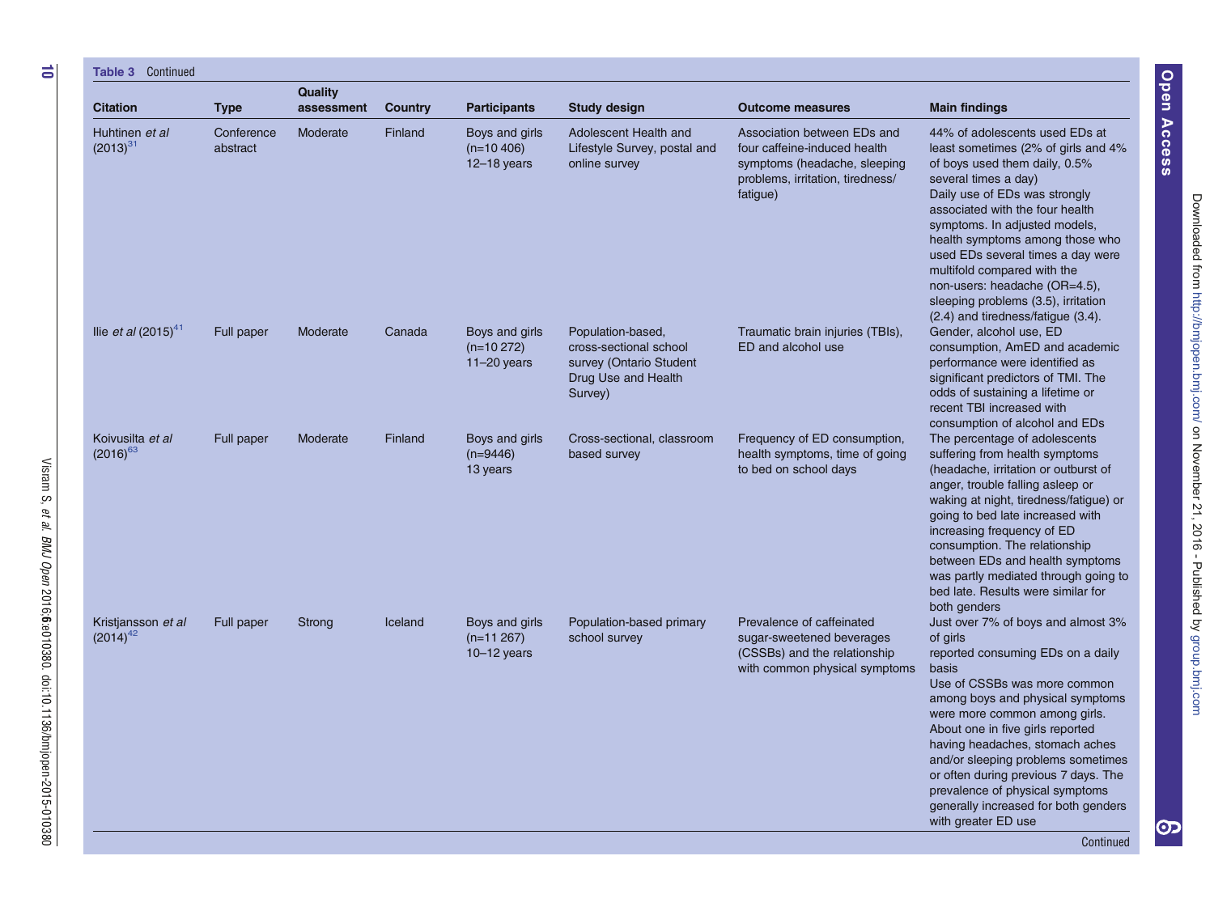**Table 3** Continued

| Citation | Type | Quality assessment | Country | Participants | Study design | Outcome measures | Main findings |
|---|---|---|---|---|---|---|---|
| Huhtinen *et al* (2013)[31] | Conference abstract | Moderate | Finland | Boys and girls (n=10 406) 12–18 years | Adolescent Health and Lifestyle Survey, postal and online survey | Association between EDs and four caffeine-induced health symptoms (headache, sleeping problems, irritation, tiredness/fatigue) | 44% of adolescents used EDs at least sometimes (2% of girls and 4% of boys used them daily, 0.5% several times a day) Daily use of EDs was strongly associated with the four health symptoms. In adjusted models, health symptoms among those who used EDs several times a day were multifold compared with the non-users: headache (OR=4.5), sleeping problems (3.5), irritation (2.4) and tiredness/fatigue (3.4). |
| Ilie *et al* (2015)[41] | Full paper | Moderate | Canada | Boys and girls (n=10 272) 11–20 years | Population-based, cross-sectional school survey (Ontario Student Drug Use and Health Survey) | Traumatic brain injuries (TBIs), ED and alcohol use | Gender, alcohol use, ED consumption, AmED and academic performance were identified as significant predictors of TMI. The odds of sustaining a lifetime or recent TBI increased with consumption of alcohol and EDs |
| Koivusilta *et al* (2016)[63] | Full paper | Moderate | Finland | Boys and girls (n=9446) 13 years | Cross-sectional, classroom based survey | Frequency of ED consumption, health symptoms, time of going to bed on school days | The percentage of adolescents suffering from health symptoms (headache, irritation or outburst of anger, trouble falling asleep or waking at night, tiredness/fatigue) or going to bed late increased with increasing frequency of ED consumption. The relationship between EDs and health symptoms was partly mediated through going to bed late. Results were similar for both genders |
| Kristjansson *et al* (2014)[42] | Full paper | Strong | Iceland | Boys and girls (n=11 267) 10–12 years | Population-based primary school survey | Prevalence of caffeinated sugar-sweetened beverages (CSSBs) and the relationship with common physical symptoms | Just over 7% of boys and almost 3% of girls reported consuming EDs on a daily basis Use of CSSBs was more common among boys and physical symptoms were more common among girls. About one in five girls reported having headaches, stomach aches and/or sleeping problems sometimes or often during previous 7 days. The prevalence of physical symptoms generally increased for both genders with greater ED use |

Continued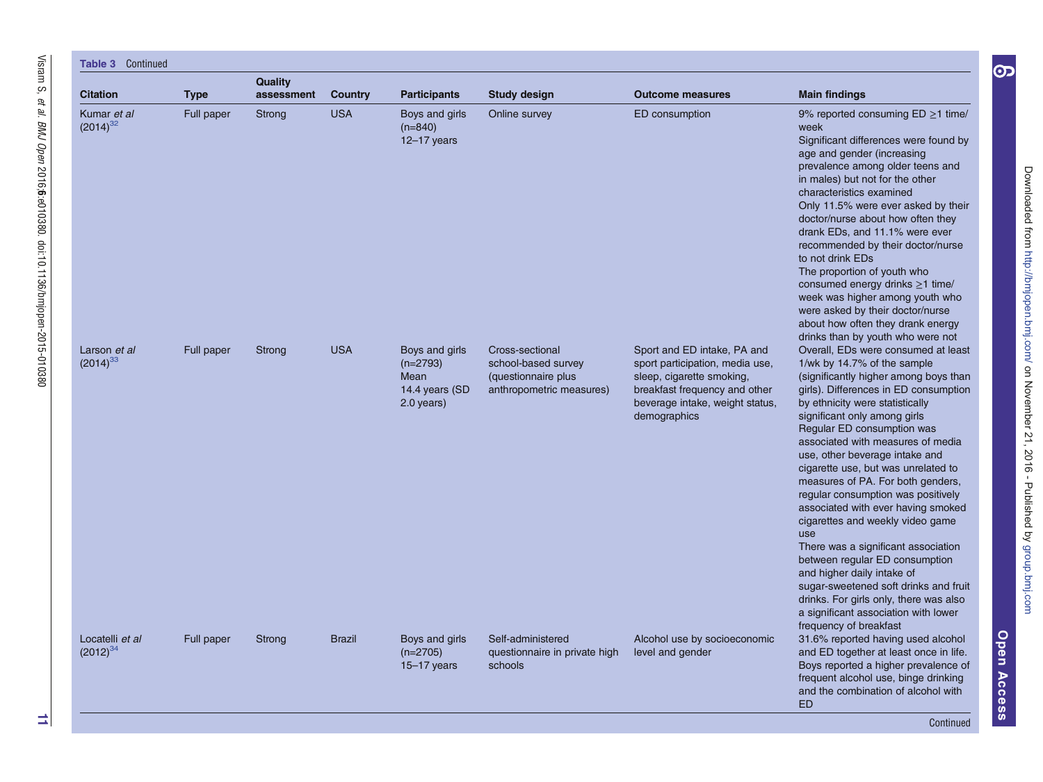**Table 3** Continued

| Citation | Type | Quality assessment | Country | Participants | Study design | Outcome measures | Main findings |
|---|---|---|---|---|---|---|---|
| Kumar *et al* (2014)[32] | Full paper | Strong | USA | Boys and girls (n=840) 12–17 years | Online survey | ED consumption | 9% reported consuming ED ≥1 time/week<br>Significant differences were found by age and gender (increasing prevalence among older teens and in males) but not for the other characteristics examined<br>Only 11.5% were ever asked by their doctor/nurse about how often they drank EDs, and 11.1% were ever recommended by their doctor/nurse to not drink EDs<br>The proportion of youth who consumed energy drinks ≥1 time/week was higher among youth who were asked by their doctor/nurse about how often they drank energy drinks than by youth who were not |
| Larson *et al* (2014)[33] | Full paper | Strong | USA | Boys and girls (n=2793) Mean 14.4 years (SD 2.0 years) | Cross-sectional school-based survey (questionnaire plus anthropometric measures) | Sport and ED intake, PA and sport participation, media use, sleep, cigarette smoking, breakfast frequency and other beverage intake, weight status, demographics | Overall, EDs were consumed at least 1/wk by 14.7% of the sample (significantly higher among boys than girls). Differences in ED consumption by ethnicity were statistically significant only among girls<br>Regular ED consumption was associated with measures of media use, other beverage intake and cigarette use, but was unrelated to measures of PA. For both genders, regular consumption was positively associated with ever having smoked cigarettes and weekly video game use<br>There was a significant association between regular ED consumption and higher daily intake of sugar-sweetened soft drinks and fruit drinks. For girls only, there was also a significant association with lower frequency of breakfast |
| Locatelli *et al* (2012)[34] | Full paper | Strong | Brazil | Boys and girls (n=2705) 15–17 years | Self-administered questionnaire in private high schools | Alcohol use by socioeconomic level and gender | 31.6% reported having used alcohol and ED together at least once in life. Boys reported a higher prevalence of frequent alcohol use, binge drinking and the combination of alcohol with ED |

Continued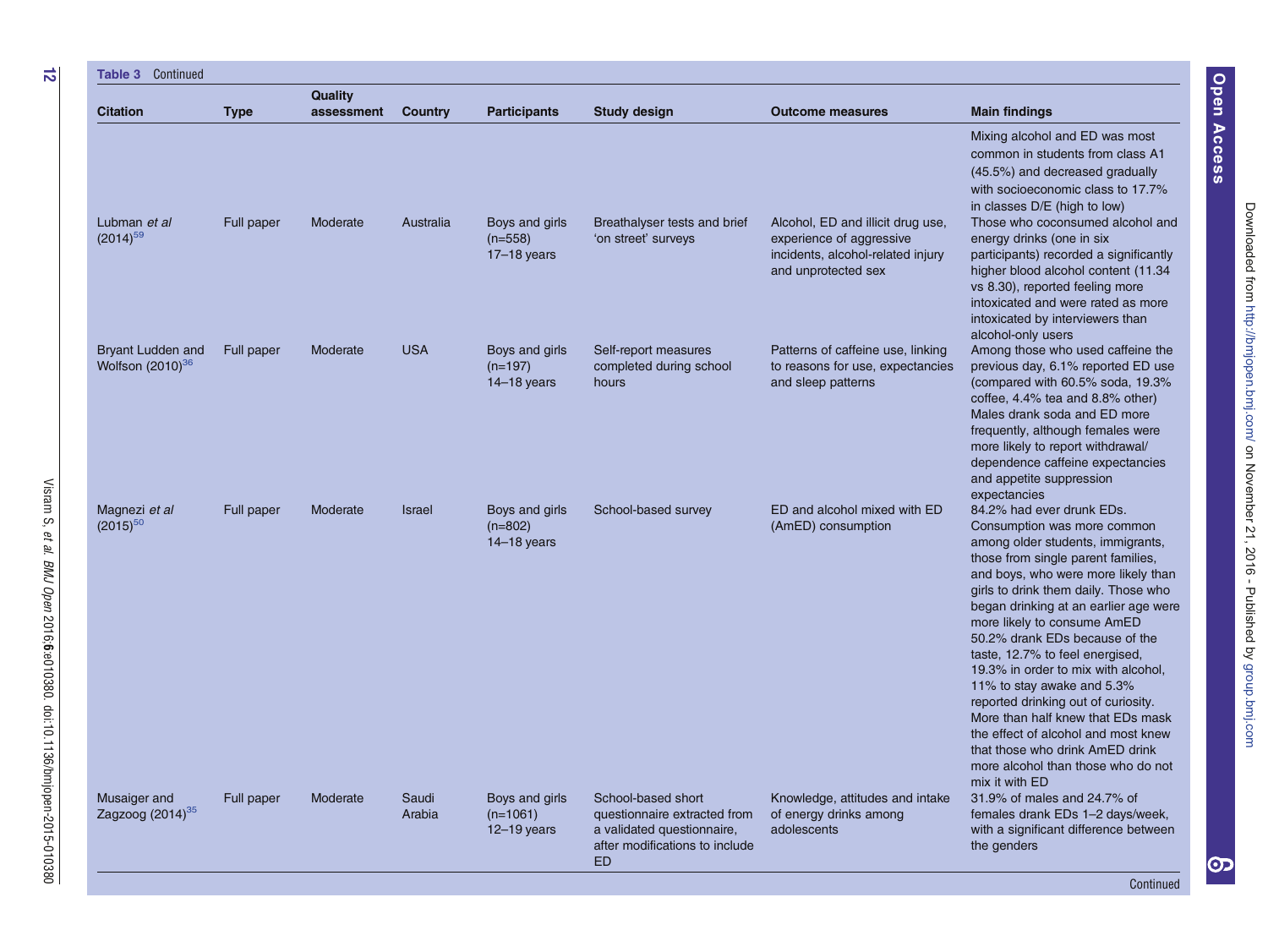**Table 3** Continued

| Citation | Type | Quality assessment | Country | Participants | Study design | Outcome measures | Main findings |
|---|---|---|---|---|---|---|---|
| | | | | | | | Mixing alcohol and ED was most common in students from class A1 (45.5%) and decreased gradually with socioeconomic class to 17.7% in classes D/E (high to low) |
| Lubman *et al* (2014)[59] | Full paper | Moderate | Australia | Boys and girls (n=558) 17–18 years | Breathalyser tests and brief 'on street' surveys | Alcohol, ED and illicit drug use, experience of aggressive incidents, alcohol-related injury and unprotected sex | Those who coconsumed alcohol and energy drinks (one in six participants) recorded a significantly higher blood alcohol content (11.34 vs 8.30), reported feeling more intoxicated and were rated as more intoxicated by interviewers than alcohol-only users |
| Bryant Ludden and Wolfson (2010)[36] | Full paper | Moderate | USA | Boys and girls (n=197) 14–18 years | Self-report measures completed during school hours | Patterns of caffeine use, linking to reasons for use, expectancies and sleep patterns | Among those who used caffeine the previous day, 6.1% reported ED use (compared with 60.5% soda, 19.3% coffee, 4.4% tea and 8.8% other) Males drank soda and ED more frequently, although females were more likely to report withdrawal/ dependence caffeine expectancies and appetite suppression expectancies |
| Magnezi *et al* (2015)[50] | Full paper | Moderate | Israel | Boys and girls (n=802) 14–18 years | School-based survey | ED and alcohol mixed with ED (AmED) consumption | 84.2% had ever drunk EDs. Consumption was more common among older students, immigrants, those from single parent families, and boys, who were more likely than girls to drink them daily. Those who began drinking at an earlier age were more likely to consume AmED 50.2% drank EDs because of the taste, 12.7% to feel energised, 19.3% in order to mix with alcohol, 11% to stay awake and 5.3% reported drinking out of curiosity. More than half knew that EDs mask the effect of alcohol and most knew that those who drink AmED drink more alcohol than those who do not mix it with ED |
| Musaiger and Zagzoog (2014)[35] | Full paper | Moderate | Saudi Arabia | Boys and girls (n=1061) 12–19 years | School-based short questionnaire extracted from a validated questionnaire, after modifications to include ED | Knowledge, attitudes and intake of energy drinks among adolescents | 31.9% of males and 24.7% of females drank EDs 1–2 days/week, with a significant difference between the genders |

Continued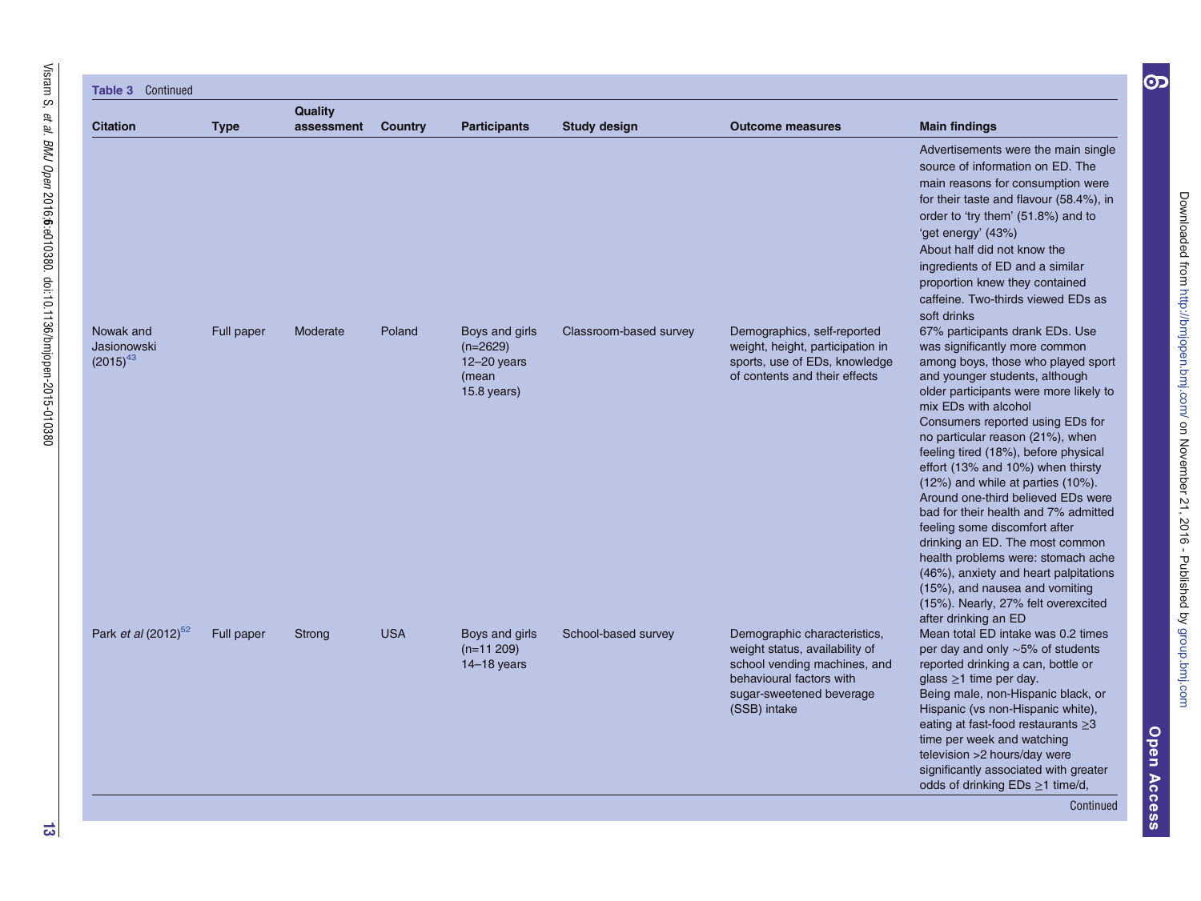**Table 3** Continued

| Citation | Type | Quality assessment | Country | Participants | Study design | Outcome measures | Main findings |
|---|---|---|---|---|---|---|---|
| | | | | | | | Advertisements were the main single source of information on ED. The main reasons for consumption were for their taste and flavour (58.4%), in order to 'try them' (51.8%) and to 'get energy' (43%)<br>About half did not know the ingredients of ED and a similar proportion knew they contained caffeine. Two-thirds viewed EDs as soft drinks |
| Nowak and Jasionowski (2015)[43] | Full paper | Moderate | Poland | Boys and girls (n=2629) 12–20 years (mean 15.8 years) | Classroom-based survey | Demographics, self-reported weight, height, participation in sports, use of EDs, knowledge of contents and their effects | 67% participants drank EDs. Use was significantly more common among boys, those who played sport and younger students, although older participants were more likely to mix EDs with alcohol<br>Consumers reported using EDs for no particular reason (21%), when feeling tired (18%), before physical effort (13% and 10%) when thirsty (12%) and while at parties (10%). Around one-third believed EDs were bad for their health and 7% admitted feeling some discomfort after drinking an ED. The most common health problems were: stomach ache (46%), anxiety and heart palpitations (15%), and nausea and vomiting (15%). Nearly, 27% felt overexcited after drinking an ED |
| Park *et al* (2012)[52] | Full paper | Strong | USA | Boys and girls (n=11 209) 14–18 years | School-based survey | Demographic characteristics, weight status, availability of school vending machines, and behavioural factors with sugar-sweetened beverage (SSB) intake | Mean total ED intake was 0.2 times per day and only ~5% of students reported drinking a can, bottle or glass ≥1 time per day.<br>Being male, non-Hispanic black, or Hispanic (vs non-Hispanic white), eating at fast-food restaurants ≥3 time per week and watching television >2 hours/day were significantly associated with greater odds of drinking EDs ≥1 time/d, |

Continued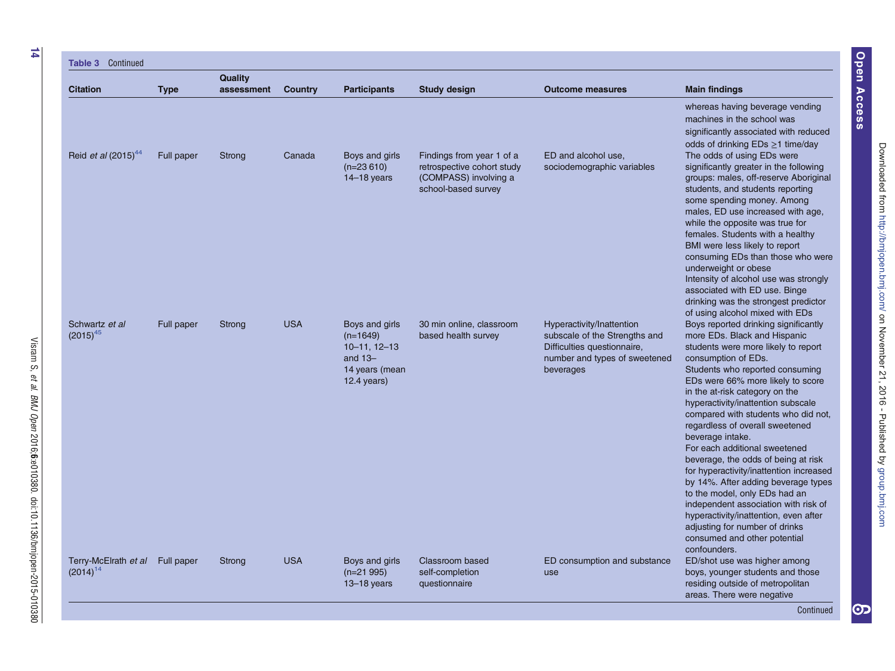**Table 3** Continued

| Citation | Type | Quality assessment | Country | Participants | Study design | Outcome measures | Main findings |
|---|---|---|---|---|---|---|---|
| | | | | | | | whereas having beverage vending machines in the school was significantly associated with reduced odds of drinking EDs ≥1 time/day |
| Reid *et al* (2015)[44] | Full paper | Strong | Canada | Boys and girls (n=23 610) 14–18 years | Findings from year 1 of a retrospective cohort study (COMPASS) involving a school-based survey | ED and alcohol use, sociodemographic variables | The odds of using EDs were significantly greater in the following groups: males, off-reserve Aboriginal students, and students reporting some spending money. Among males, ED use increased with age, while the opposite was true for females. Students with a healthy BMI were less likely to report consuming EDs than those who were underweight or obese<br>Intensity of alcohol use was strongly associated with ED use. Binge drinking was the strongest predictor of using alcohol mixed with EDs |
| Schwartz *et al* (2015)[45] | Full paper | Strong | USA | Boys and girls (n=1649) 10–11, 12–13 and 13–14 years (mean 12.4 years) | 30 min online, classroom based health survey | Hyperactivity/Inattention subscale of the Strengths and Difficulties questionnaire, number and types of sweetened beverages | Boys reported drinking significantly more EDs. Black and Hispanic students were more likely to report consumption of EDs.<br>Students who reported consuming EDs were 66% more likely to score in the at-risk category on the hyperactivity/inattention subscale compared with students who did not, regardless of overall sweetened beverage intake.<br>For each additional sweetened beverage, the odds of being at risk for hyperactivity/inattention increased by 14%. After adding beverage types to the model, only EDs had an independent association with risk of hyperactivity/inattention, even after adjusting for number of drinks consumed and other potential confounders. |
| Terry-McElrath *et al* (2014)[14] | Full paper | Strong | USA | Boys and girls (n=21 995) 13–18 years | Classroom based self-completion questionnaire | ED consumption and substance use | ED/shot use was higher among boys, younger students and those residing outside of metropolitan areas. There were negative |

Continued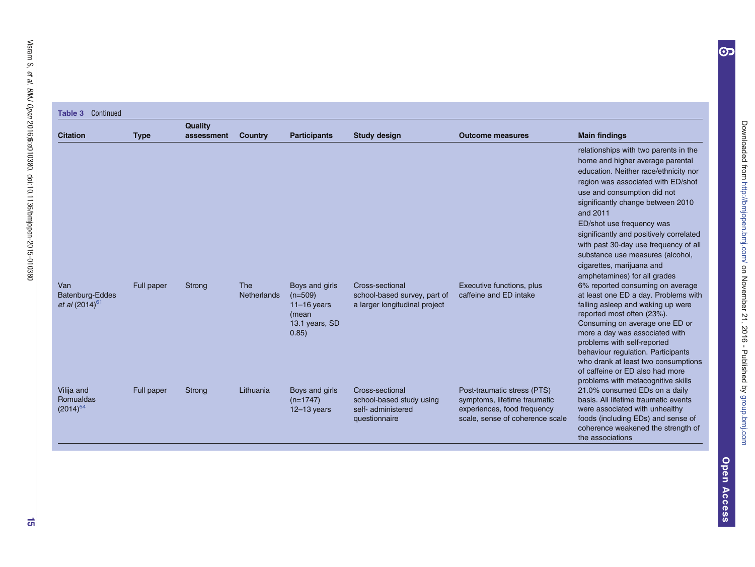**Table 3** Continued

| Citation | Type | Quality assessment | Country | Participants | Study design | Outcome measures | Main findings |
|---|---|---|---|---|---|---|---|
| | | | | | | | relationships with two parents in the home and higher average parental education. Neither race/ethnicity nor region was associated with ED/shot use and consumption did not significantly change between 2010 and 2011<br>ED/shot use frequency was significantly and positively correlated with past 30-day use frequency of all substance use measures (alcohol, cigarettes, marijuana and amphetamines) for all grades |
| Van Batenburg-Eddes *et al* (2014)[61] | Full paper | Strong | The Netherlands | Boys and girls (n=509)<br>11–16 years (mean 13.1 years, SD 0.85) | Cross-sectional school-based survey, part of a larger longitudinal project | Executive functions, plus caffeine and ED intake | 6% reported consuming on average at least one ED a day. Problems with falling asleep and waking up were reported most often (23%).<br>Consuming on average one ED or more a day was associated with problems with self-reported behaviour regulation. Participants who drank at least two consumptions of caffeine or ED also had more problems with metacognitive skills |
| Vilija and Romualdas (2014)[54] | Full paper | Strong | Lithuania | Boys and girls (n=1747)<br>12–13 years | Cross-sectional school-based study using self- administered questionnaire | Post-traumatic stress (PTS) symptoms, lifetime traumatic experiences, food frequency scale, sense of coherence scale | 21.0% consumed EDs on a daily basis. All lifetime traumatic events were associated with unhealthy foods (including EDs) and sense of coherence weakened the strength of the associations |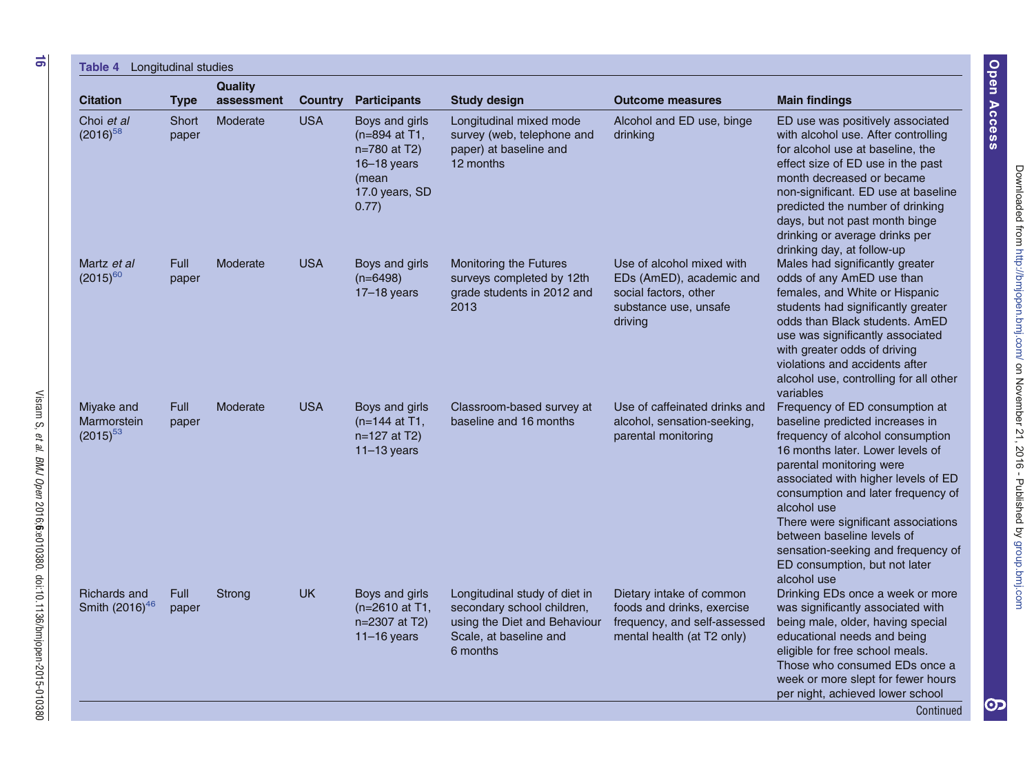**Table 4** Longitudinal studies

| Citation | Type | Quality assessment | Country | Participants | Study design | Outcome measures | Main findings |
|---|---|---|---|---|---|---|---|
| Choi *et al* (2016)[58] | Short paper | Moderate | USA | Boys and girls (n=894 at T1, n=780 at T2) 16–18 years (mean 17.0 years, SD 0.77) | Longitudinal mixed mode survey (web, telephone and paper) at baseline and 12 months | Alcohol and ED use, binge drinking | ED use was positively associated with alcohol use. After controlling for alcohol use at baseline, the effect size of ED use in the past month decreased or became non-significant. ED use at baseline predicted the number of drinking days, but not past month binge drinking or average drinks per drinking day, at follow-up |
| Martz *et al* (2015)[60] | Full paper | Moderate | USA | Boys and girls (n=6498) 17–18 years | Monitoring the Futures surveys completed by 12th grade students in 2012 and 2013 | Use of alcohol mixed with EDs (AmED), academic and social factors, other substance use, unsafe driving | Males had significantly greater odds of any AmED use than females, and White or Hispanic students had significantly greater odds than Black students. AmED use was significantly associated with greater odds of driving violations and accidents after alcohol use, controlling for all other variables |
| Miyake and Marmorstein (2015)[53] | Full paper | Moderate | USA | Boys and girls (n=144 at T1, n=127 at T2) 11–13 years | Classroom-based survey at baseline and 16 months | Use of caffeinated drinks and alcohol, sensation-seeking, parental monitoring | Frequency of ED consumption at baseline predicted increases in frequency of alcohol consumption 16 months later. Lower levels of parental monitoring were associated with higher levels of ED consumption and later frequency of alcohol use<br>There were significant associations between baseline levels of sensation-seeking and frequency of ED consumption, but not later alcohol use |
| Richards and Smith (2016)[46] | Full paper | Strong | UK | Boys and girls (n=2610 at T1, n=2307 at T2) 11–16 years | Longitudinal study of diet in secondary school children, using the Diet and Behaviour Scale, at baseline and 6 months | Dietary intake of common foods and drinks, exercise frequency, and self-assessed mental health (at T2 only) | Drinking EDs once a week or more was significantly associated with being male, older, having special educational needs and being eligible for free school meals. Those who consumed EDs once a week or more slept for fewer hours per night, achieved lower school |

Continued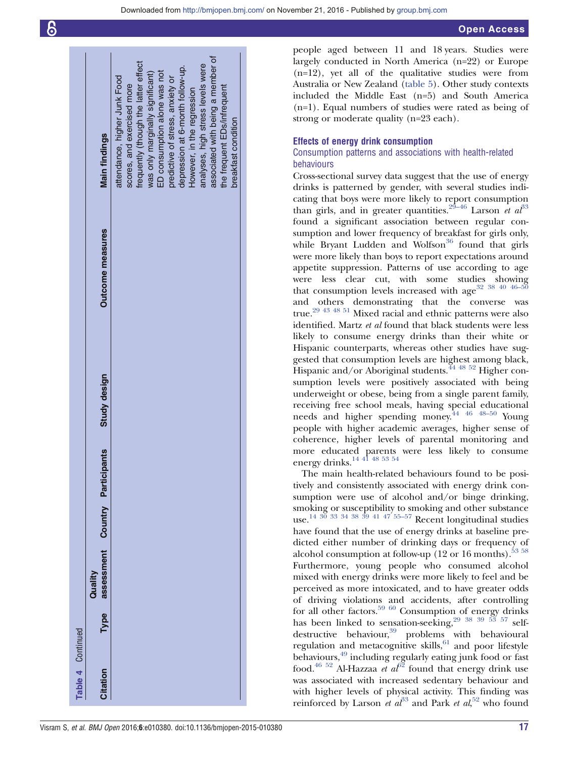Table 4 Continued

| Citation | Type | Quality assessment | Country | Participants | Study design | Outcome measures | Main findings |
|---|---|---|---|---|---|---|---|
| | | | | | | | attendance, higher Junk Food scores, and exercised more frequently (though the latter effect was only marginally significant) ED consumption alone was not predictive of stress, anxiety or depression at 6-month follow-up. However, in the regression analyses, high stress levels were associated with being a member of the frequent EDs/infrequent breakfast condition |

people aged between 11 and 18 years. Studies were largely conducted in North America (n=22) or Europe (n=12), yet all of the qualitative studies were from Australia or New Zealand (table 5). Other study contexts included the Middle East (n=5) and South America (n=1). Equal numbers of studies were rated as being of strong or moderate quality (n=23 each).

### Effects of energy drink consumption

#### Consumption patterns and associations with health-related behaviours

Cross-sectional survey data suggest that the use of energy drinks is patterned by gender, with several studies indicating that boys were more likely to report consumption than girls, and in greater quantities.[29–46] Larson *et al*[33] found a significant association between regular consumption and lower frequency of breakfast for girls only, while Bryant Ludden and Wolfson[36] found that girls were more likely than boys to report expectations around appetite suppression. Patterns of use according to age were less clear cut, with some studies showing that consumption levels increased with age[32 38 40 46–50] and others demonstrating that the converse was true.[29 43 48 51] Mixed racial and ethnic patterns were also identified. Martz *et al* found that black students were less likely to consume energy drinks than their white or Hispanic counterparts, whereas other studies have suggested that consumption levels are highest among black, Hispanic and/or Aboriginal students.[44 48 52] Higher consumption levels were positively associated with being underweight or obese, being from a single parent family, receiving free school meals, having special educational needs and higher spending money.[44 46 48–50] Young people with higher academic averages, higher sense of coherence, higher levels of parental monitoring and more educated parents were less likely to consume energy drinks.[14 41 48 53 54]

The main health-related behaviours found to be positively and consistently associated with energy drink consumption were use of alcohol and/or binge drinking, smoking or susceptibility to smoking and other substance use.[14 30 33 34 38 39 41 47 55–57] Recent longitudinal studies have found that the use of energy drinks at baseline predicted either number of drinking days or frequency of alcohol consumption at follow-up (12 or 16 months).[53 58] Furthermore, young people who consumed alcohol mixed with energy drinks were more likely to feel and be perceived as more intoxicated, and to have greater odds of driving violations and accidents, after controlling for all other factors.[59 60] Consumption of energy drinks has been linked to sensation-seeking,[29 38 39 53 57] self-destructive behaviour,[39] problems with behavioural regulation and metacognitive skills,[61] and poor lifestyle behaviours,[49] including regularly eating junk food or fast food.[46 52] Al-Hazzaa *et al*[62] found that energy drink use was associated with increased sedentary behaviour and with higher levels of physical activity. This finding was reinforced by Larson *et al*[33] and Park *et al*,[52] who found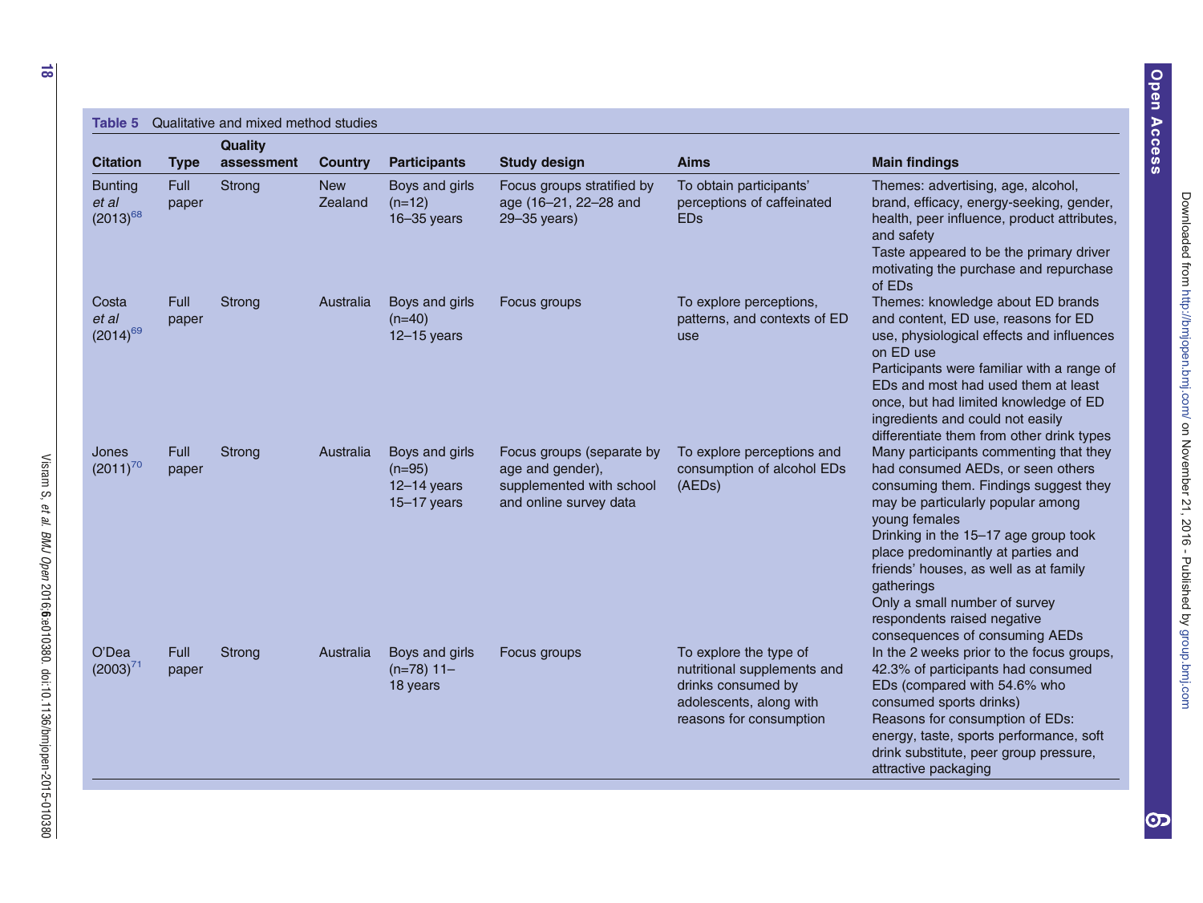**Table 5** Qualitative and mixed method studies

| Citation | Type | Quality assessment | Country | Participants | Study design | Aims | Main findings |
|---|---|---|---|---|---|---|---|
| Bunting *et al* (2013)[68] | Full paper | Strong | New Zealand | Boys and girls (n=12) 16–35 years | Focus groups stratified by age (16–21, 22–28 and 29–35 years) | To obtain participants' perceptions of caffeinated EDs | Themes: advertising, age, alcohol, brand, efficacy, energy-seeking, gender, health, peer influence, product attributes, and safety<br>Taste appeared to be the primary driver motivating the purchase and repurchase of EDs |
| Costa *et al* (2014)[69] | Full paper | Strong | Australia | Boys and girls (n=40) 12–15 years | Focus groups | To explore perceptions, patterns, and contexts of ED use | Themes: knowledge about ED brands and content, ED use, reasons for ED use, physiological effects and influences on ED use<br>Participants were familiar with a range of EDs and most had used them at least once, but had limited knowledge of ED ingredients and could not easily differentiate them from other drink types |
| Jones (2011)[70] | Full paper | Strong | Australia | Boys and girls (n=95) 12–14 years 15–17 years | Focus groups (separate by age and gender), supplemented with school and online survey data | To explore perceptions and consumption of alcohol EDs (AEDs) | Many participants commenting that they had consumed AEDs, or seen others consuming them. Findings suggest they may be particularly popular among young females<br>Drinking in the 15–17 age group took place predominantly at parties and friends' houses, as well as at family gatherings<br>Only a small number of survey respondents raised negative consequences of consuming AEDs |
| O'Dea (2003)[71] | Full paper | Strong | Australia | Boys and girls (n=78) 11–18 years | Focus groups | To explore the type of nutritional supplements and drinks consumed by adolescents, along with reasons for consumption | In the 2 weeks prior to the focus groups, 42.3% of participants had consumed EDs (compared with 54.6% who consumed sports drinks)<br>Reasons for consumption of EDs: energy, taste, sports performance, soft drink substitute, peer group pressure, attractive packaging |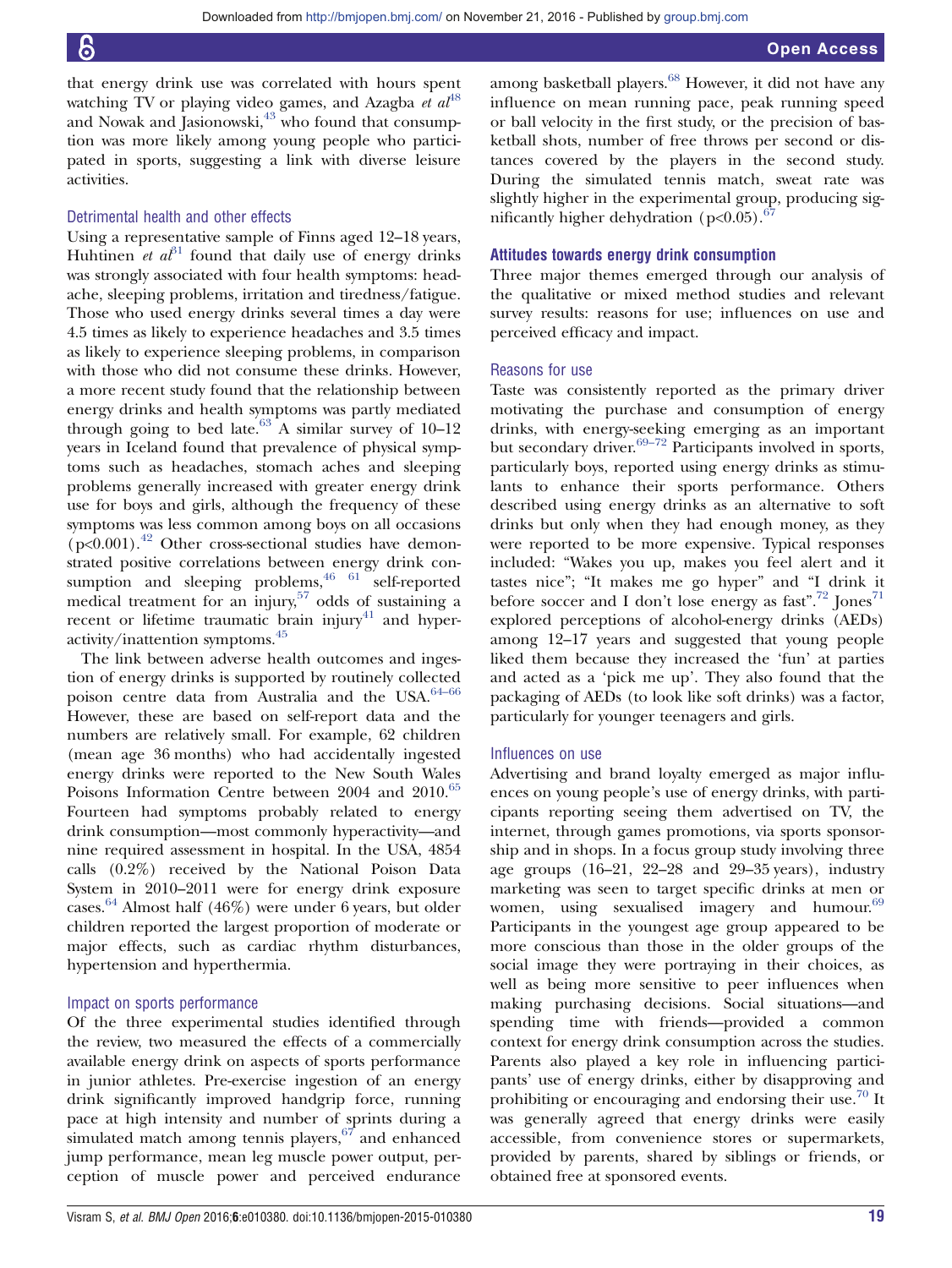that energy drink use was correlated with hours spent watching TV or playing video games, and Azagba *et al*[48] and Nowak and Jasionowski,[43] who found that consumption was more likely among young people who participated in sports, suggesting a link with diverse leisure activities.

### Detrimental health and other effects

Using a representative sample of Finns aged 12–18 years, Huhtinen *et al*[31] found that daily use of energy drinks was strongly associated with four health symptoms: headache, sleeping problems, irritation and tiredness/fatigue. Those who used energy drinks several times a day were 4.5 times as likely to experience headaches and 3.5 times as likely to experience sleeping problems, in comparison with those who did not consume these drinks. However, a more recent study found that the relationship between energy drinks and health symptoms was partly mediated through going to bed late.[63] A similar survey of 10–12 years in Iceland found that prevalence of physical symptoms such as headaches, stomach aches and sleeping problems generally increased with greater energy drink use for boys and girls, although the frequency of these symptoms was less common among boys on all occasions ($p<0.001$).[42] Other cross-sectional studies have demonstrated positive correlations between energy drink consumption and sleeping problems,[46 61] self-reported medical treatment for an injury,[57] odds of sustaining a recent or lifetime traumatic brain injury[41] and hyperactivity/inattention symptoms.[45]

The link between adverse health outcomes and ingestion of energy drinks is supported by routinely collected poison centre data from Australia and the USA.[64–66] However, these are based on self-report data and the numbers are relatively small. For example, 62 children (mean age 36 months) who had accidentally ingested energy drinks were reported to the New South Wales Poisons Information Centre between 2004 and 2010.[65] Fourteen had symptoms probably related to energy drink consumption—most commonly hyperactivity—and nine required assessment in hospital. In the USA, 4854 calls (0.2%) received by the National Poison Data System in 2010–2011 were for energy drink exposure cases.[64] Almost half (46%) were under 6 years, but older children reported the largest proportion of moderate or major effects, such as cardiac rhythm disturbances, hypertension and hyperthermia.

### Impact on sports performance

Of the three experimental studies identified through the review, two measured the effects of a commercially available energy drink on aspects of sports performance in junior athletes. Pre-exercise ingestion of an energy drink significantly improved handgrip force, running pace at high intensity and number of sprints during a simulated match among tennis players,[67] and enhanced jump performance, mean leg muscle power output, perception of muscle power and perceived endurance among basketball players.[68] However, it did not have any influence on mean running pace, peak running speed or ball velocity in the first study, or the precision of basketball shots, number of free throws per second or distances covered by the players in the second study. During the simulated tennis match, sweat rate was slightly higher in the experimental group, producing significantly higher dehydration ($p<0.05$).[67]

## Attitudes towards energy drink consumption

Three major themes emerged through our analysis of the qualitative or mixed method studies and relevant survey results: reasons for use; influences on use and perceived efficacy and impact.

### Reasons for use

Taste was consistently reported as the primary driver motivating the purchase and consumption of energy drinks, with energy-seeking emerging as an important but secondary driver.[69–72] Participants involved in sports, particularly boys, reported using energy drinks as stimulants to enhance their sports performance. Others described using energy drinks as an alternative to soft drinks but only when they had enough money, as they were reported to be more expensive. Typical responses included: "Wakes you up, makes you feel alert and it tastes nice"; "It makes me go hyper" and "I drink it before soccer and I don't lose energy as fast".[72] Jones[71] explored perceptions of alcohol-energy drinks (AEDs) among 12–17 years and suggested that young people liked them because they increased the 'fun' at parties and acted as a 'pick me up'. They also found that the packaging of AEDs (to look like soft drinks) was a factor, particularly for younger teenagers and girls.

### Influences on use

Advertising and brand loyalty emerged as major influences on young people's use of energy drinks, with participants reporting seeing them advertised on TV, the internet, through games promotions, via sports sponsorship and in shops. In a focus group study involving three age groups (16–21, 22–28 and 29–35 years), industry marketing was seen to target specific drinks at men or women, using sexualised imagery and humour.[69] Participants in the youngest age group appeared to be more conscious than those in the older groups of the social image they were portraying in their choices, as well as being more sensitive to peer influences when making purchasing decisions. Social situations—and spending time with friends—provided a common context for energy drink consumption across the studies. Parents also played a key role in influencing participants' use of energy drinks, either by disapproving and prohibiting or encouraging and endorsing their use.[70] It was generally agreed that energy drinks were easily accessible, from convenience stores or supermarkets, provided by parents, shared by siblings or friends, or obtained free at sponsored events.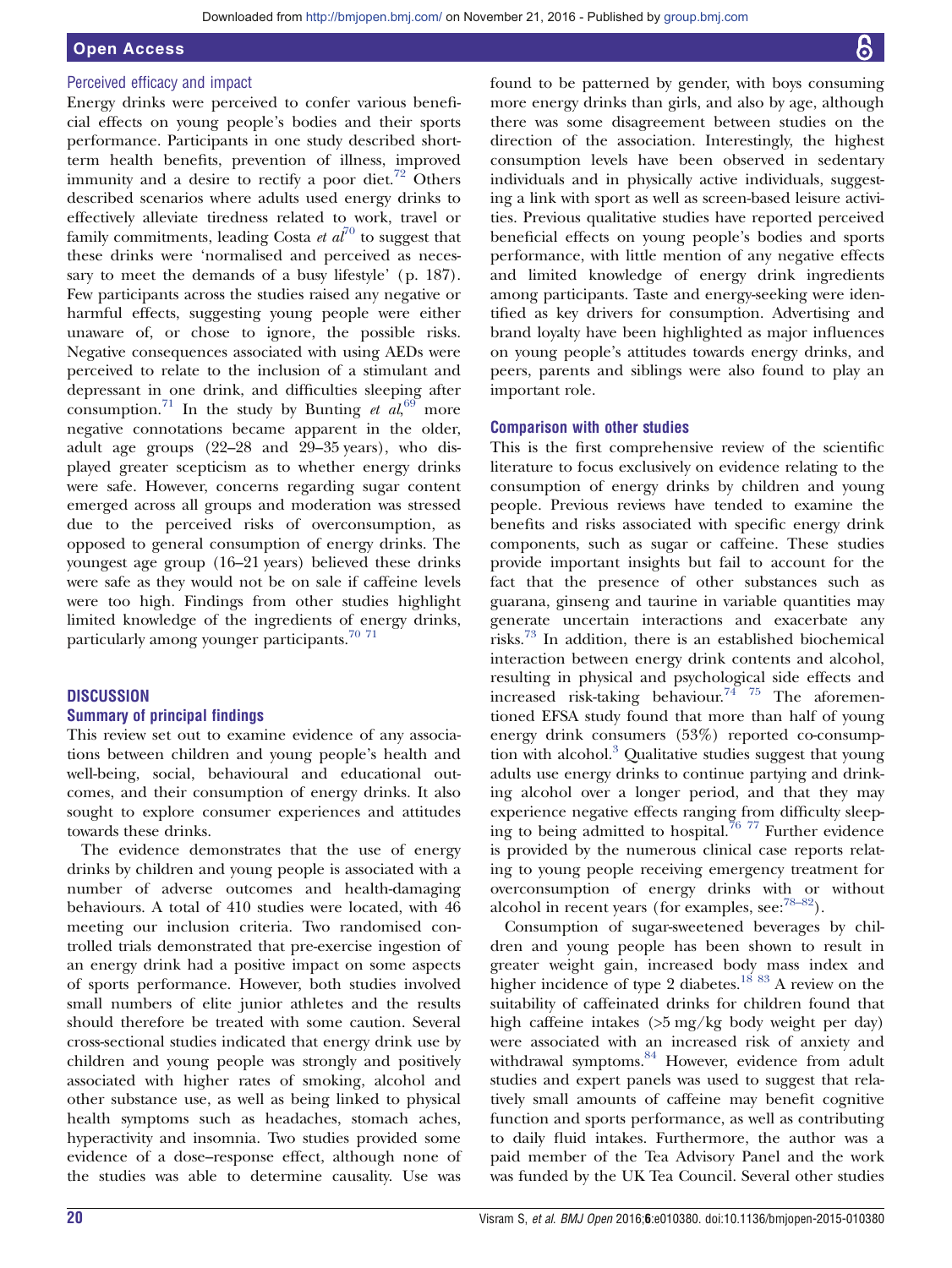### Perceived efficacy and impact

Energy drinks were perceived to confer various beneficial effects on young people's bodies and their sports performance. Participants in one study described short-term health benefits, prevention of illness, improved immunity and a desire to rectify a poor diet.[72] Others described scenarios where adults used energy drinks to effectively alleviate tiredness related to work, travel or family commitments, leading Costa *et al*[70] to suggest that these drinks were 'normalised and perceived as necessary to meet the demands of a busy lifestyle' (p. 187). Few participants across the studies raised any negative or harmful effects, suggesting young people were either unaware of, or chose to ignore, the possible risks. Negative consequences associated with using AEDs were perceived to relate to the inclusion of a stimulant and depressant in one drink, and difficulties sleeping after consumption.[71] In the study by Bunting *et al*,[69] more negative connotations became apparent in the older, adult age groups (22–28 and 29–35 years), who displayed greater scepticism as to whether energy drinks were safe. However, concerns regarding sugar content emerged across all groups and moderation was stressed due to the perceived risks of overconsumption, as opposed to general consumption of energy drinks. The youngest age group (16–21 years) believed these drinks were safe as they would not be on sale if caffeine levels were too high. Findings from other studies highlight limited knowledge of the ingredients of energy drinks, particularly among younger participants.[70 71]

## DISCUSSION

### Summary of principal findings

This review set out to examine evidence of any associations between children and young people's health and well-being, social, behavioural and educational outcomes, and their consumption of energy drinks. It also sought to explore consumer experiences and attitudes towards these drinks.

The evidence demonstrates that the use of energy drinks by children and young people is associated with a number of adverse outcomes and health-damaging behaviours. A total of 410 studies were located, with 46 meeting our inclusion criteria. Two randomised controlled trials demonstrated that pre-exercise ingestion of an energy drink had a positive impact on some aspects of sports performance. However, both studies involved small numbers of elite junior athletes and the results should therefore be treated with some caution. Several cross-sectional studies indicated that energy drink use by children and young people was strongly and positively associated with higher rates of smoking, alcohol and other substance use, as well as being linked to physical health symptoms such as headaches, stomach aches, hyperactivity and insomnia. Two studies provided some evidence of a dose–response effect, although none of the studies was able to determine causality. Use was found to be patterned by gender, with boys consuming more energy drinks than girls, and also by age, although there was some disagreement between studies on the direction of the association. Interestingly, the highest consumption levels have been observed in sedentary individuals and in physically active individuals, suggesting a link with sport as well as screen-based leisure activities. Previous qualitative studies have reported perceived beneficial effects on young people's bodies and sports performance, with little mention of any negative effects and limited knowledge of energy drink ingredients among participants. Taste and energy-seeking were identified as key drivers for consumption. Advertising and brand loyalty have been highlighted as major influences on young people's attitudes towards energy drinks, and peers, parents and siblings were also found to play an important role.

### Comparison with other studies

This is the first comprehensive review of the scientific literature to focus exclusively on evidence relating to the consumption of energy drinks by children and young people. Previous reviews have tended to examine the benefits and risks associated with specific energy drink components, such as sugar or caffeine. These studies provide important insights but fail to account for the fact that the presence of other substances such as guarana, ginseng and taurine in variable quantities may generate uncertain interactions and exacerbate any risks.[73] In addition, there is an established biochemical interaction between energy drink contents and alcohol, resulting in physical and psychological side effects and increased risk-taking behaviour.[74 75] The aforementioned EFSA study found that more than half of young energy drink consumers (53%) reported co-consumption with alcohol.[3] Qualitative studies suggest that young adults use energy drinks to continue partying and drinking alcohol over a longer period, and that they may experience negative effects ranging from difficulty sleeping to being admitted to hospital.[76 77] Further evidence is provided by the numerous clinical case reports relating to young people receiving emergency treatment for overconsumption of energy drinks with or without alcohol in recent years (for examples, see:[78–82]).

Consumption of sugar-sweetened beverages by children and young people has been shown to result in greater weight gain, increased body mass index and higher incidence of type 2 diabetes.[18 83] A review on the suitability of caffeinated drinks for children found that high caffeine intakes (>5 mg/kg body weight per day) were associated with an increased risk of anxiety and withdrawal symptoms.[84] However, evidence from adult studies and expert panels was used to suggest that relatively small amounts of caffeine may benefit cognitive function and sports performance, as well as contributing to daily fluid intakes. Furthermore, the author was a paid member of the Tea Advisory Panel and the work was funded by the UK Tea Council. Several other studies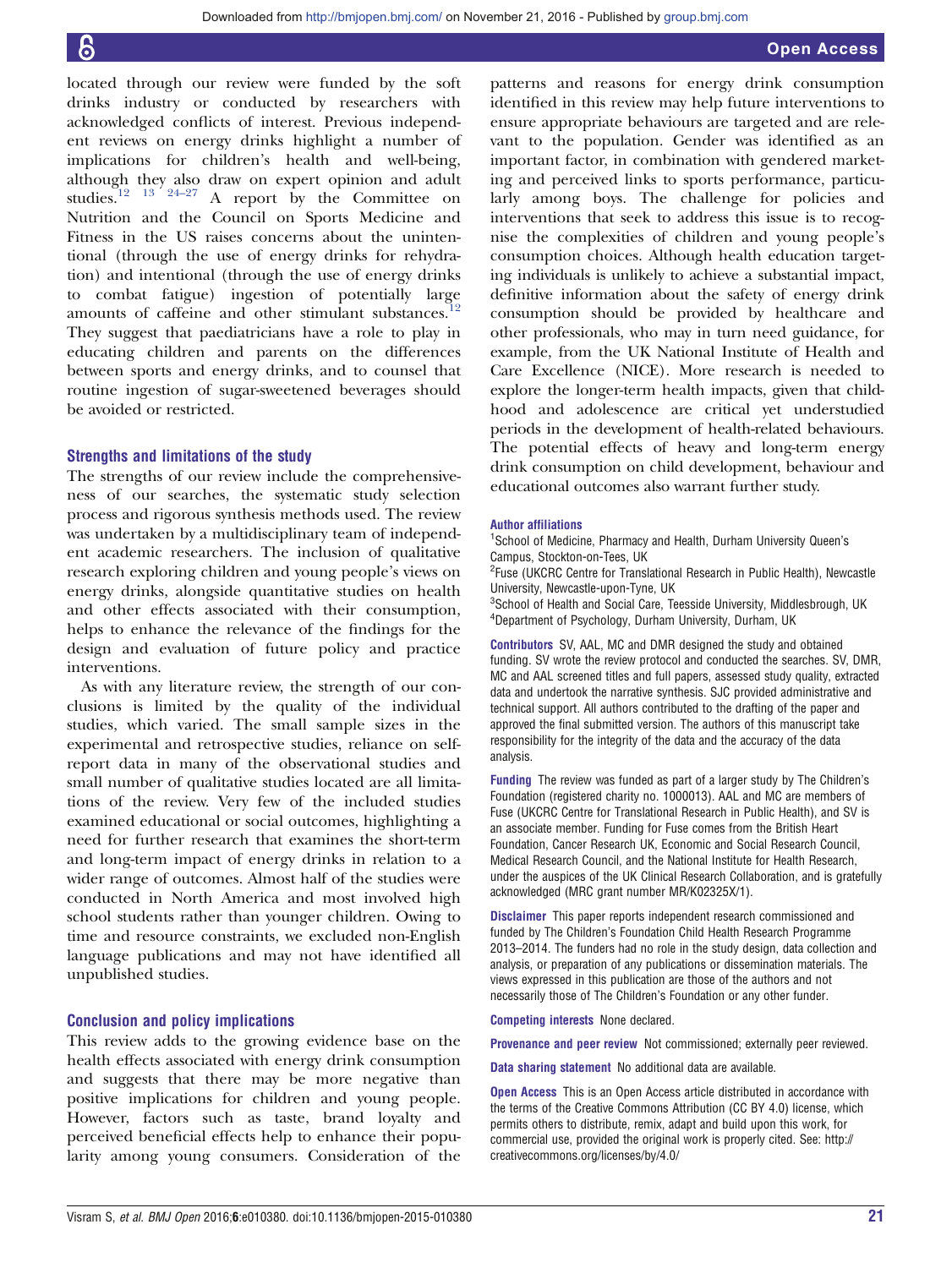located through our review were funded by the soft drinks industry or conducted by researchers with acknowledged conflicts of interest. Previous independent reviews on energy drinks highlight a number of implications for children's health and well-being, although they also draw on expert opinion and adult studies.[12 13 24–27] A report by the Committee on Nutrition and the Council on Sports Medicine and Fitness in the US raises concerns about the unintentional (through the use of energy drinks for rehydration) and intentional (through the use of energy drinks to combat fatigue) ingestion of potentially large amounts of caffeine and other stimulant substances.[12] They suggest that paediatricians have a role to play in educating children and parents on the differences between sports and energy drinks, and to counsel that routine ingestion of sugar-sweetened beverages should be avoided or restricted.

### Strengths and limitations of the study

The strengths of our review include the comprehensiveness of our searches, the systematic study selection process and rigorous synthesis methods used. The review was undertaken by a multidisciplinary team of independent academic researchers. The inclusion of qualitative research exploring children and young people's views on energy drinks, alongside quantitative studies on health and other effects associated with their consumption, helps to enhance the relevance of the findings for the design and evaluation of future policy and practice interventions.

As with any literature review, the strength of our conclusions is limited by the quality of the individual studies, which varied. The small sample sizes in the experimental and retrospective studies, reliance on self-report data in many of the observational studies and small number of qualitative studies located are all limitations of the review. Very few of the included studies examined educational or social outcomes, highlighting a need for further research that examines the short-term and long-term impact of energy drinks in relation to a wider range of outcomes. Almost half of the studies were conducted in North America and most involved high school students rather than younger children. Owing to time and resource constraints, we excluded non-English language publications and may not have identified all unpublished studies.

### Conclusion and policy implications

This review adds to the growing evidence base on the health effects associated with energy drink consumption and suggests that there may be more negative than positive implications for children and young people. However, factors such as taste, brand loyalty and perceived beneficial effects help to enhance their popularity among young consumers. Consideration of the patterns and reasons for energy drink consumption identified in this review may help future interventions to ensure appropriate behaviours are targeted and are relevant to the population. Gender was identified as an important factor, in combination with gendered marketing and perceived links to sports performance, particularly among boys. The challenge for policies and interventions that seek to address this issue is to recognise the complexities of children and young people's consumption choices. Although health education targeting individuals is unlikely to achieve a substantial impact, definitive information about the safety of energy drink consumption should be provided by healthcare and other professionals, who may in turn need guidance, for example, from the UK National Institute of Health and Care Excellence (NICE). More research is needed to explore the longer-term health impacts, given that childhood and adolescence are critical yet understudied periods in the development of health-related behaviours. The potential effects of heavy and long-term energy drink consumption on child development, behaviour and educational outcomes also warrant further study.

**Author affiliations**
[1]School of Medicine, Pharmacy and Health, Durham University Queen's Campus, Stockton-on-Tees, UK
[2]Fuse (UKCRC Centre for Translational Research in Public Health), Newcastle University, Newcastle-upon-Tyne, UK
[3]School of Health and Social Care, Teesside University, Middlesbrough, UK
[4]Department of Psychology, Durham University, Durham, UK

**Contributors** SV, AAL, MC and DMR designed the study and obtained funding. SV wrote the review protocol and conducted the searches. SV, DMR, MC and AAL screened titles and full papers, assessed study quality, extracted data and undertook the narrative synthesis. SJC provided administrative and technical support. All authors contributed to the drafting of the paper and approved the final submitted version. The authors of this manuscript take responsibility for the integrity of the data and the accuracy of the data analysis.

**Funding** The review was funded as part of a larger study by The Children's Foundation (registered charity no. 1000013). AAL and MC are members of Fuse (UKCRC Centre for Translational Research in Public Health), and SV is an associate member. Funding for Fuse comes from the British Heart Foundation, Cancer Research UK, Economic and Social Research Council, Medical Research Council, and the National Institute for Health Research, under the auspices of the UK Clinical Research Collaboration, and is gratefully acknowledged (MRC grant number MR/K02325X/1).

**Disclaimer** This paper reports independent research commissioned and funded by The Children's Foundation Child Health Research Programme 2013–2014. The funders had no role in the study design, data collection and analysis, or preparation of any publications or dissemination materials. The views expressed in this publication are those of the authors and not necessarily those of The Children's Foundation or any other funder.

**Competing interests** None declared.

**Provenance and peer review** Not commissioned; externally peer reviewed.

**Data sharing statement** No additional data are available.

**Open Access** This is an Open Access article distributed in accordance with the terms of the Creative Commons Attribution (CC BY 4.0) license, which permits others to distribute, remix, adapt and build upon this work, for commercial use, provided the original work is properly cited. See: http://creativecommons.org/licenses/by/4.0/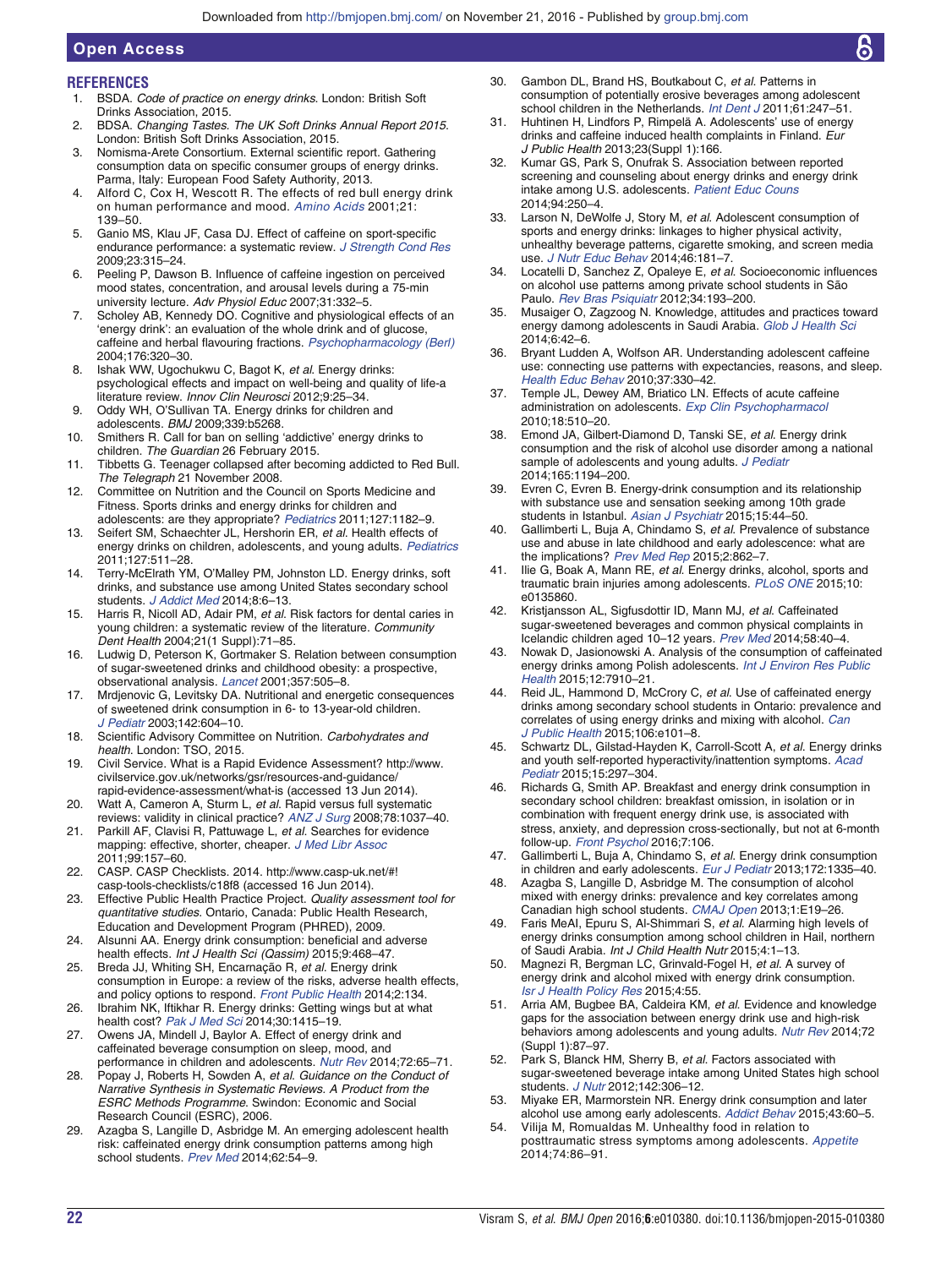## REFERENCES

1. BSDA. *Code of practice on energy drinks*. London: British Soft Drinks Association, 2015.
2. BDSA. *Changing Tastes. The UK Soft Drinks Annual Report 2015*. London: British Soft Drinks Association, 2015.
3. Nomisma-Arete Consortium. External scientific report. Gathering consumption data on specific consumer groups of energy drinks. Parma, Italy: European Food Safety Authority, 2013.
4. Alford C, Cox H, Wescott R. The effects of red bull energy drink on human performance and mood. *Amino Acids* 2001;21: 139–50.
5. Ganio MS, Klau JF, Casa DJ. Effect of caffeine on sport-specific endurance performance: a systematic review. *J Strength Cond Res* 2009;23:315–24.
6. Peeling P, Dawson B. Influence of caffeine ingestion on perceived mood states, concentration, and arousal levels during a 75-min university lecture. *Adv Physiol Educ* 2007;31:332–5.
7. Scholey AB, Kennedy DO. Cognitive and physiological effects of an 'energy drink': an evaluation of the whole drink and of glucose, caffeine and herbal flavouring fractions. *Psychopharmacology (Berl)* 2004;176:320–30.
8. Ishak WW, Ugochukwu C, Bagot K, *et al*. Energy drinks: psychological effects and impact on well-being and quality of life-a literature review. *Innov Clin Neurosci* 2012;9:25–34.
9. Oddy WH, O'Sullivan TA. Energy drinks for children and adolescents. *BMJ* 2009;339:b5268.
10. Smithers R. Call for ban on selling 'addictive' energy drinks to children. *The Guardian* 26 February 2015.
11. Tibbetts G. Teenager collapsed after becoming addicted to Red Bull. *The Telegraph* 21 November 2008.
12. Committee on Nutrition and the Council on Sports Medicine and Fitness. Sports drinks and energy drinks for children and adolescents: are they appropriate? *Pediatrics* 2011;127:1182–9.
13. Seifert SM, Schaechter JL, Hershorin ER, *et al*. Health effects of energy drinks on children, adolescents, and young adults. *Pediatrics* 2011;127:511–28.
14. Terry-McElrath YM, O'Malley PM, Johnston LD. Energy drinks, soft drinks, and substance use among United States secondary school students. *J Addict Med* 2014;8:6–13.
15. Harris R, Nicoll AD, Adair PM, *et al*. Risk factors for dental caries in young children: a systematic review of the literature. *Community Dent Health* 2004;21(1 Suppl):71–85.
16. Ludwig D, Peterson K, Gortmaker S. Relation between consumption of sugar-sweetened drinks and childhood obesity: a prospective, observational analysis. *Lancet* 2001;357:505–8.
17. Mrdjenovic G, Levitsky DA. Nutritional and energetic consequences of sweetened drink consumption in 6- to 13-year-old children. *J Pediatr* 2003;142:604–10.
18. Scientific Advisory Committee on Nutrition. *Carbohydrates and health*. London: TSO, 2015.
19. Civil Service. What is a Rapid Evidence Assessment? http://www.civilservice.gov.uk/networks/gsr/resources-and-guidance/rapid-evidence-assessment/what-is (accessed 13 Jun 2014).
20. Watt A, Cameron A, Sturm L, *et al*. Rapid versus full systematic reviews: validity in clinical practice? *ANZ J Surg* 2008;78:1037–40.
21. Parkill AF, Clavisi R, Pattuwage L, *et al*. Searches for evidence mapping: effective, shorter, cheaper. *J Med Libr Assoc* 2011;99:157–60.
22. CASP. CASP Checklists. 2014. http://www.casp-uk.net/#!casp-tools-checklists/c18f8 (accessed 16 Jun 2014).
23. Effective Public Health Practice Project. *Quality assessment tool for quantitative studies*. Ontario, Canada: Public Health Research, Education and Development Program (PHRED), 2009.
24. Alsunni AA. Energy drink consumption: beneficial and adverse health effects. *Int J Health Sci (Qassim)* 2015;9:468–47.
25. Breda JJ, Whiting SH, Encarnação R, *et al*. Energy drink consumption in Europe: a review of the risks, adverse health effects, and policy options to respond. *Front Public Health* 2014;2:134.
26. Ibrahim NK, Iftikhar R. Energy drinks: Getting wings but at what health cost? *Pak J Med Sci* 2014;30:1415–19.
27. Owens JA, Mindell J, Baylor A. Effect of energy drink and caffeinated beverage consumption on sleep, mood, and performance in children and adolescents. *Nutr Rev* 2014;72:65–71.
28. Popay J, Roberts H, Sowden A, *et al*. *Guidance on the Conduct of Narrative Synthesis in Systematic Reviews. A Product from the ESRC Methods Programme*. Swindon: Economic and Social Research Council (ESRC), 2006.
29. Azagba S, Langille D, Asbridge M. An emerging adolescent health risk: caffeinated energy drink consumption patterns among high school students. *Prev Med* 2014;62:54–9.
30. Gambon DL, Brand HS, Boutkabout C, *et al*. Patterns in consumption of potentially erosive beverages among adolescent school children in the Netherlands. *Int Dent J* 2011;61:247–51.
31. Huhtinen H, Lindfors P, Rimpelä A. Adolescents' use of energy drinks and caffeine induced health complaints in Finland. *Eur J Public Health* 2013;23(Suppl 1):166.
32. Kumar GS, Park S, Onufrak S. Association between reported screening and counseling about energy drinks and energy drink intake among U.S. adolescents. *Patient Educ Couns* 2014;94:250–4.
33. Larson N, DeWolfe J, Story M, *et al*. Adolescent consumption of sports and energy drinks: linkages to higher physical activity, unhealthy beverage patterns, cigarette smoking, and screen media use. *J Nutr Educ Behav* 2014;46:181–7.
34. Locatelli D, Sanchez Z, Opaleye E, *et al*. Socioeconomic influences on alcohol use patterns among private school students in São Paulo. *Rev Bras Psiquiatr* 2012;34:193–200.
35. Musaiger O, Zagzoog N. Knowledge, attitudes and practices toward energy damong adolescents in Saudi Arabia. *Glob J Health Sci* 2014;6:42–6.
36. Bryant Ludden A, Wolfson AR. Understanding adolescent caffeine use: connecting use patterns with expectancies, reasons, and sleep. *Health Educ Behav* 2010;37:330–42.
37. Temple JL, Dewey AM, Briatico LN. Effects of acute caffeine administration on adolescents. *Exp Clin Psychopharmacol* 2010;18:510–20.
38. Emond JA, Gilbert-Diamond D, Tanski SE, *et al*. Energy drink consumption and the risk of alcohol use disorder among a national sample of adolescents and young adults. *J Pediatr* 2014;165:1194–200.
39. Evren C, Evren B. Energy-drink consumption and its relationship with substance use and sensation seeking among 10th grade students in Istanbul. *Asian J Psychiatr* 2015;15:44–50.
40. Gallimberti L, Buja A, Chindamo S, *et al*. Prevalence of substance use and abuse in late childhood and early adolescence: what are the implications? *Prev Med Rep* 2015;2:862–7.
41. Ilie G, Boak A, Mann RE, *et al*. Energy drinks, alcohol, sports and traumatic brain injuries among adolescents. *PLoS ONE* 2015;10: e0135860.
42. Kristjansson AL, Sigfusdottir ID, Mann MJ, *et al*. Caffeinated sugar-sweetened beverages and common physical complaints in Icelandic children aged 10–12 years. *Prev Med* 2014;58:40–4.
43. Nowak D, Jasionowski A. Analysis of the consumption of caffeinated energy drinks among Polish adolescents. *Int J Environ Res Public Health* 2015;12:7910–21.
44. Reid JL, Hammond D, McCrory C, *et al*. Use of caffeinated energy drinks among secondary school students in Ontario: prevalence and correlates of using energy drinks and mixing with alcohol. *Can J Public Health* 2015;106:e101–8.
45. Schwartz DL, Gilstad-Hayden K, Carroll-Scott A, *et al*. Energy drinks and youth self-reported hyperactivity/inattention symptoms. *Acad Pediatr* 2015;15:297–304.
46. Richards G, Smith AP. Breakfast and energy drink consumption in secondary school children: breakfast omission, in isolation or in combination with frequent energy drink use, is associated with stress, anxiety, and depression cross-sectionally, but not at 6-month follow-up. *Front Psychol* 2016;7:106.
47. Gallimberti L, Buja A, Chindamo S, *et al*. Energy drink consumption in children and early adolescents. *Eur J Pediatr* 2013;172:1335–40.
48. Azagba S, Langille D, Asbridge M. The consumption of alcohol mixed with energy drinks: prevalence and key correlates among Canadian high school students. *CMAJ Open* 2013;1:E19–26.
49. Faris MeAI, Epuru S, Al-Shimmari S, *et al*. Alarming high levels of energy drinks consumption among school children in Hail, northern of Saudi Arabia. *Int J Child Health Nutr* 2015;4:1–13.
50. Magnezi R, Bergman LC, Grinvald-Fogel H, *et al*. A survey of energy drink and alcohol mixed with energy drink consumption. *Isr J Health Policy Res* 2015;4:55.
51. Arria AM, Bugbee BA, Caldeira KM, *et al*. Evidence and knowledge gaps for the association between energy drink use and high-risk behaviors among adolescents and young adults. *Nutr Rev* 2014;72 (Suppl 1):87–97.
52. Park S, Blanck HM, Sherry B, *et al*. Factors associated with sugar-sweetened beverage intake among United States high school students. *J Nutr* 2012;142:306–12.
53. Miyake ER, Marmorstein NR. Energy drink consumption and later alcohol use among early adolescents. *Addict Behav* 2015;43:60–5.
54. Vilija M, Romualdas M. Unhealthy food in relation to posttraumatic stress symptoms among adolescents. *Appetite* 2014;74:86–91.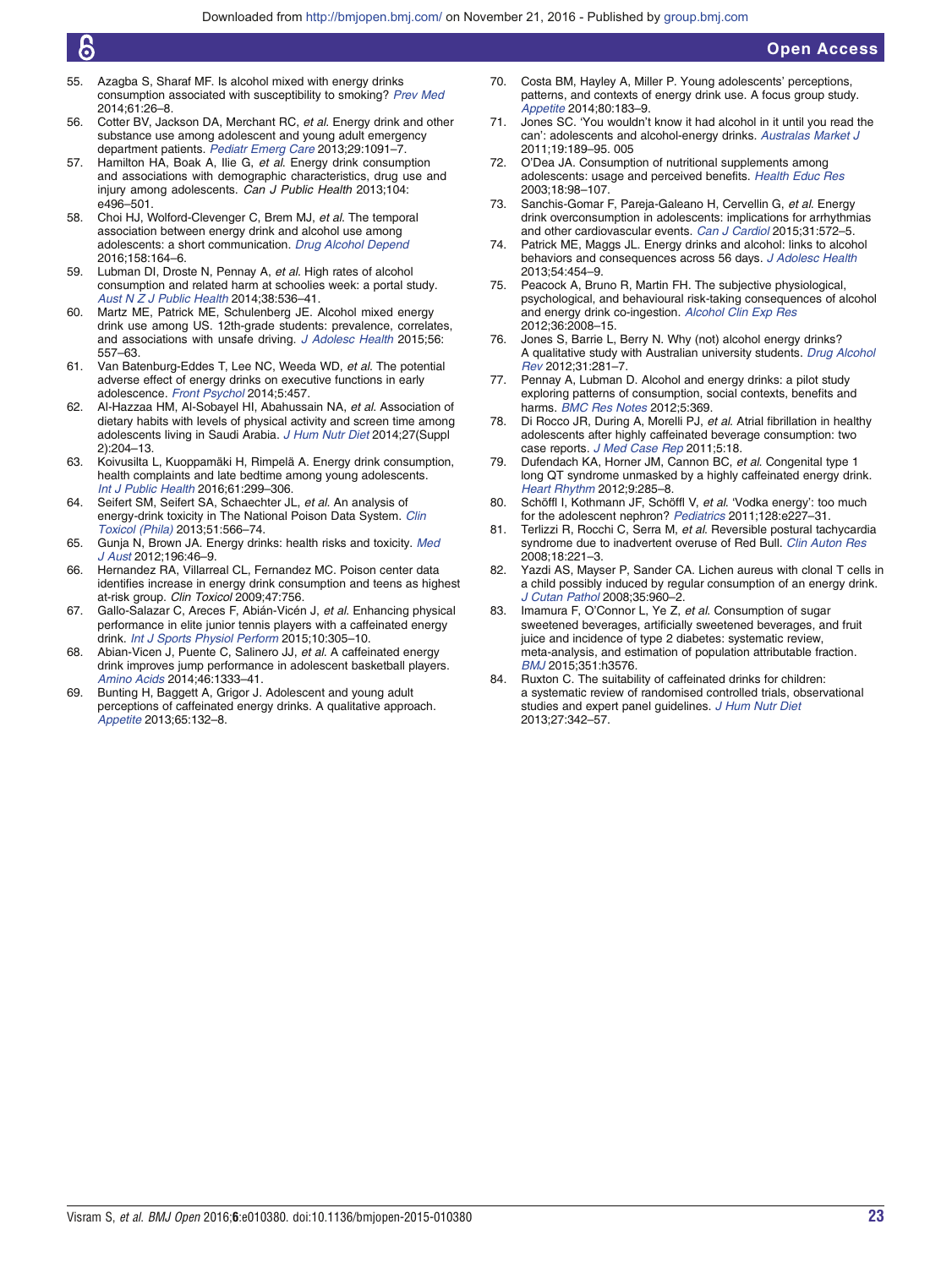55. Azagba S, Sharaf MF. Is alcohol mixed with energy drinks consumption associated with susceptibility to smoking? *Prev Med* 2014;61:26–8.
56. Cotter BV, Jackson DA, Merchant RC, *et al.* Energy drink and other substance use among adolescent and young adult emergency department patients. *Pediatr Emerg Care* 2013;29:1091–7.
57. Hamilton HA, Boak A, Ilie G, *et al.* Energy drink consumption and associations with demographic characteristics, drug use and injury among adolescents. *Can J Public Health* 2013;104: e496–501.
58. Choi HJ, Wolford-Clevenger C, Brem MJ, *et al.* The temporal association between energy drink and alcohol use among adolescents: a short communication. *Drug Alcohol Depend* 2016;158:164–6.
59. Lubman DI, Droste N, Pennay A, *et al.* High rates of alcohol consumption and related harm at schoolies week: a portal study. *Aust N Z J Public Health* 2014;38:536–41.
60. Martz ME, Patrick ME, Schulenberg JE. Alcohol mixed energy drink use among US. 12th-grade students: prevalence, correlates, and associations with unsafe driving. *J Adolesc Health* 2015;56: 557–63.
61. Van Batenburg-Eddes T, Lee NC, Weeda WD, *et al.* The potential adverse effect of energy drinks on executive functions in early adolescence. *Front Psychol* 2014;5:457.
62. Al-Hazzaa HM, Al-Sobayel HI, Abahussain NA, *et al.* Association of dietary habits with levels of physical activity and screen time among adolescents living in Saudi Arabia. *J Hum Nutr Diet* 2014;27(Suppl 2):204–13.
63. Koivusilta L, Kuoppamäki H, Rimpelä A. Energy drink consumption, health complaints and late bedtime among young adolescents. *Int J Public Health* 2016;61:299–306.
64. Seifert SM, Seifert SA, Schaechter JL, *et al.* An analysis of energy-drink toxicity in The National Poison Data System. *Clin Toxicol (Phila)* 2013;51:566–74.
65. Gunja N, Brown JA. Energy drinks: health risks and toxicity. *Med J Aust* 2012;196:46–9.
66. Hernandez RA, Villarreal CL, Fernandez MC. Poison center data identifies increase in energy drink consumption and teens as highest at-risk group. *Clin Toxicol* 2009;47:756.
67. Gallo-Salazar C, Areces F, Abián-Vicén J, *et al.* Enhancing physical performance in elite junior tennis players with a caffeinated energy drink. *Int J Sports Physiol Perform* 2015;10:305–10.
68. Abian-Vicen J, Puente C, Salinero JJ, *et al.* A caffeinated energy drink improves jump performance in adolescent basketball players. *Amino Acids* 2014;46:1333–41.
69. Bunting H, Baggett A, Grigor J. Adolescent and young adult perceptions of caffeinated energy drinks. A qualitative approach. *Appetite* 2013;65:132–8.
70. Costa BM, Hayley A, Miller P. Young adolescents' perceptions, patterns, and contexts of energy drink use. A focus group study. *Appetite* 2014;80:183–9.
71. Jones SC. 'You wouldn't know it had alcohol in it until you read the can': adolescents and alcohol-energy drinks. *Australas Market J* 2011;19:189–95. 005
72. O'Dea JA. Consumption of nutritional supplements among adolescents: usage and perceived benefits. *Health Educ Res* 2003;18:98–107.
73. Sanchis-Gomar F, Pareja-Galeano H, Cervellin G, *et al.* Energy drink overconsumption in adolescents: implications for arrhythmias and other cardiovascular events. *Can J Cardiol* 2015;31:572–5.
74. Patrick ME, Maggs JL. Energy drinks and alcohol: links to alcohol behaviors and consequences across 56 days. *J Adolesc Health* 2013;54:454–9.
75. Peacock A, Bruno R, Martin FH. The subjective physiological, psychological, and behavioural risk-taking consequences of alcohol and energy drink co-ingestion. *Alcohol Clin Exp Res* 2012;36:2008–15.
76. Jones S, Barrie L, Berry N. Why (not) alcohol energy drinks? A qualitative study with Australian university students. *Drug Alcohol Rev* 2012;31:281–7.
77. Pennay A, Lubman D. Alcohol and energy drinks: a pilot study exploring patterns of consumption, social contexts, benefits and harms. *BMC Res Notes* 2012;5:369.
78. Di Rocco JR, During A, Morelli PJ, *et al.* Atrial fibrillation in healthy adolescents after highly caffeinated beverage consumption: two case reports. *J Med Case Rep* 2011;5:18.
79. Dufendach KA, Horner JM, Cannon BC, *et al.* Congenital type 1 long QT syndrome unmasked by a highly caffeinated energy drink. *Heart Rhythm* 2012;9:285–8.
80. Schöffl I, Kothmann JF, Schöffl V, *et al.* 'Vodka energy': too much for the adolescent nephron? *Pediatrics* 2011;128:e227–31.
81. Terlizzi R, Rocchi C, Serra M, *et al.* Reversible postural tachycardia syndrome due to inadvertent overuse of Red Bull. *Clin Auton Res* 2008;18:221–3.
82. Yazdi AS, Mayser P, Sander CA. Lichen aureus with clonal T cells in a child possibly induced by regular consumption of an energy drink. *J Cutan Pathol* 2008;35:960–2.
83. Imamura F, O'Connor L, Ye Z, *et al.* Consumption of sugar sweetened beverages, artificially sweetened beverages, and fruit juice and incidence of type 2 diabetes: systematic review, meta-analysis, and estimation of population attributable fraction. *BMJ* 2015;351:h3576.
84. Ruxton C. The suitability of caffeinated drinks for children: a systematic review of randomised controlled trials, observational studies and expert panel guidelines. *J Hum Nutr Diet* 2013;27:342–57.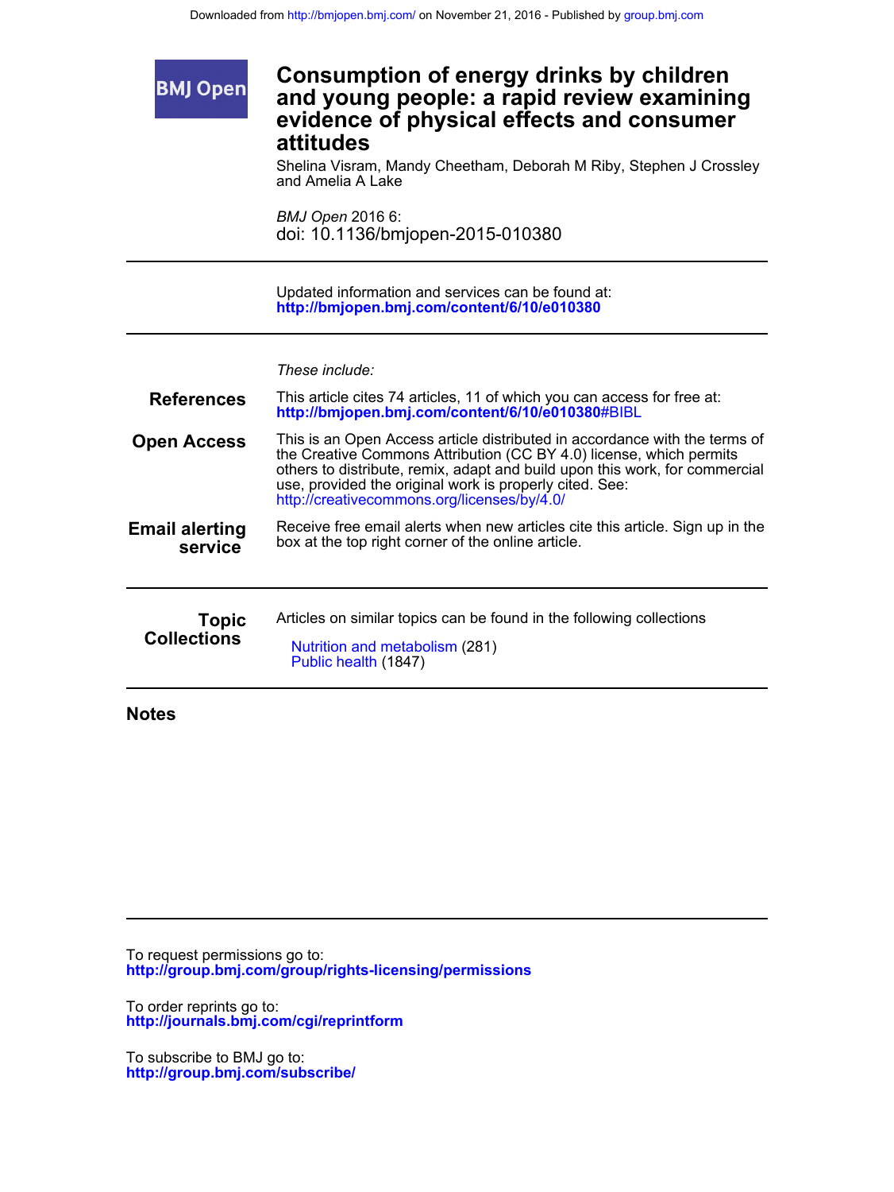Downloaded from http://bmjopen.bmj.com/ on November 21, 2016 - Published by group.bmj.com

BMJ Open

# Consumption of energy drinks by children and young people: a rapid review examining evidence of physical effects and consumer attitudes

Shelina Visram, Mandy Cheetham, Deborah M Riby, Stephen J Crossley and Amelia A Lake

*BMJ Open* 2016 6:
doi: 10.1136/bmjopen-2015-010380

Updated information and services can be found at:
**http://bmjopen.bmj.com/content/6/10/e010380**

*These include:*

**References**
This article cites 74 articles, 11 of which you can access for free at:
**http://bmjopen.bmj.com/content/6/10/e010380**#BIBL

**Open Access**
This is an Open Access article distributed in accordance with the terms of the Creative Commons Attribution (CC BY 4.0) license, which permits others to distribute, remix, adapt and build upon this work, for commercial use, provided the original work is properly cited. See: http://creativecommons.org/licenses/by/4.0/

**Email alerting service**
Receive free email alerts when new articles cite this article. Sign up in the box at the top right corner of the online article.

**Topic Collections**
Articles on similar topics can be found in the following collections

Nutrition and metabolism (281)
Public health (1847)

**Notes**

To request permissions go to:
**http://group.bmj.com/group/rights-licensing/permissions**

To order reprints go to:
**http://journals.bmj.com/cgi/reprintform**

To subscribe to BMJ go to:
**http://group.bmj.com/subscribe/**